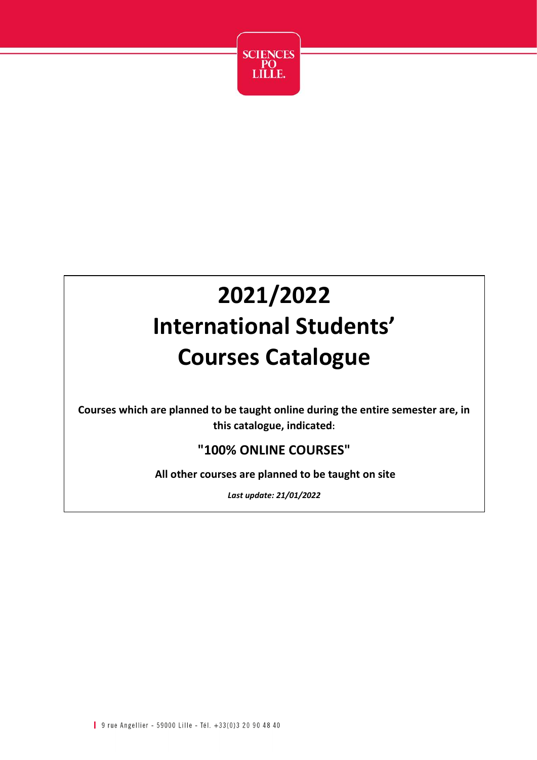SCIENCES PO LILLE.

# 2021/2022
# International Students' Courses Catalogue

**Courses which are planned to be taught online during the entire semester are, in this catalogue, indicated:**

**"100% ONLINE COURSES"**

**All other courses are planned to be taught on site**

***Last update: 21/01/2022***

9 rue Angellier - 59000 Lille - Tél. +33(0)3 20 90 48 40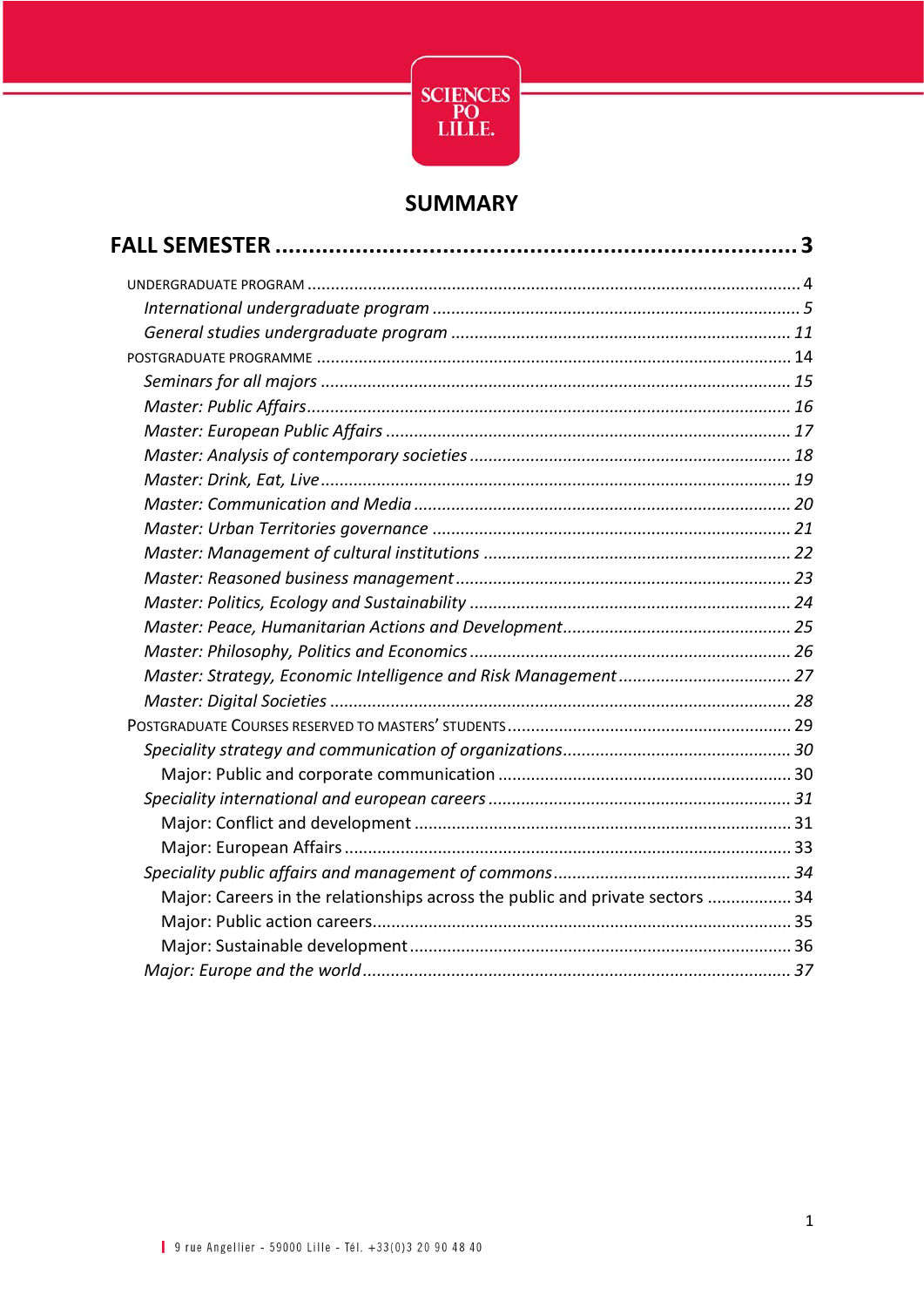## SUMMARY

**FALL SEMESTER** ............................................................................ **3**

UNDERGRADUATE PROGRAM ........................................................................ 4

*International undergraduate program* ........................................................ *5*

*General studies undergraduate program* .................................................... *11*

POSTGRADUATE PROGRAMME .................................................................... 14

*Seminars for all majors* ........................................................................ *15*

*Master: Public Affairs* ........................................................................ *16*

*Master: European Public Affairs* ............................................................ *17*

*Master: Analysis of contemporary societies* ............................................ *18*

*Master: Drink, Eat, Live* ....................................................................... *19*

*Master: Communication and Media* ........................................................ *20*

*Master: Urban Territories governance* ..................................................... *21*

*Master: Management of cultural institutions* ............................................ *22*

*Master: Reasoned business management* ................................................. *23*

*Master: Politics, Ecology and Sustainability* ............................................. *24*

*Master: Peace, Humanitarian Actions and Development* .............................. *25*

*Master: Philosophy, Politics and Economics* .............................................. *26*

*Master: Strategy, Economic Intelligence and Risk Management* ..................... *27*

*Master: Digital Societies* ....................................................................... *28*

POSTGRADUATE COURSES RESERVED TO MASTERS' STUDENTS ..................................... 29

*Speciality strategy and communication of organizations* ............................... *30*

Major: Public and corporate communication ................................................ 30

*Speciality international and european careers* .......................................... *31*

Major: Conflict and development ............................................................. 31

Major: European Affairs ........................................................................ 33

*Speciality public affairs and management of commons* ................................. *34*

Major: Careers in the relationships across the public and private sectors ........... 34

Major: Public action careers .................................................................... 35

Major: Sustainable development .............................................................. 36

*Major: Europe and the world* ................................................................. *37*

9 rue Angellier - 59000 Lille - Tél. +33(0)3 20 90 48 40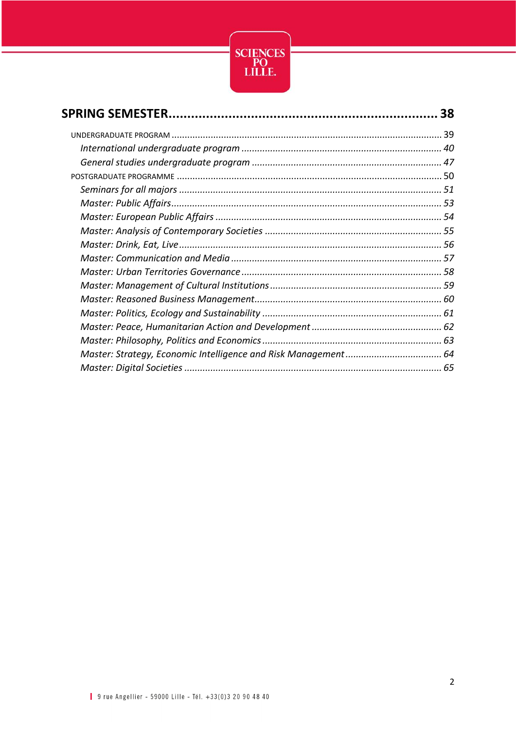**SPRING SEMESTER** ........................................................................ **38**

UNDERGRADUATE PROGRAM ........................................................................ 39

*International undergraduate program* ........................................................................ *40*

*General studies undergraduate program* ........................................................................ *47*

POSTGRADUATE PROGRAMME ........................................................................ 50

*Seminars for all majors* ........................................................................ *51*

*Master: Public Affairs* ........................................................................ *53*

*Master: European Public Affairs* ........................................................................ *54*

*Master: Analysis of Contemporary Societies* ........................................................................ *55*

*Master: Drink, Eat, Live* ........................................................................ *56*

*Master: Communication and Media* ........................................................................ *57*

*Master: Urban Territories Governance* ........................................................................ *58*

*Master: Management of Cultural Institutions* ........................................................................ *59*

*Master: Reasoned Business Management* ........................................................................ *60*

*Master: Politics, Ecology and Sustainability* ........................................................................ *61*

*Master: Peace, Humanitarian Action and Development* ........................................................................ *62*

*Master: Philosophy, Politics and Economics* ........................................................................ *63*

*Master: Strategy, Economic Intelligence and Risk Management* ........................................................................ *64*

*Master: Digital Societies* ........................................................................ *65*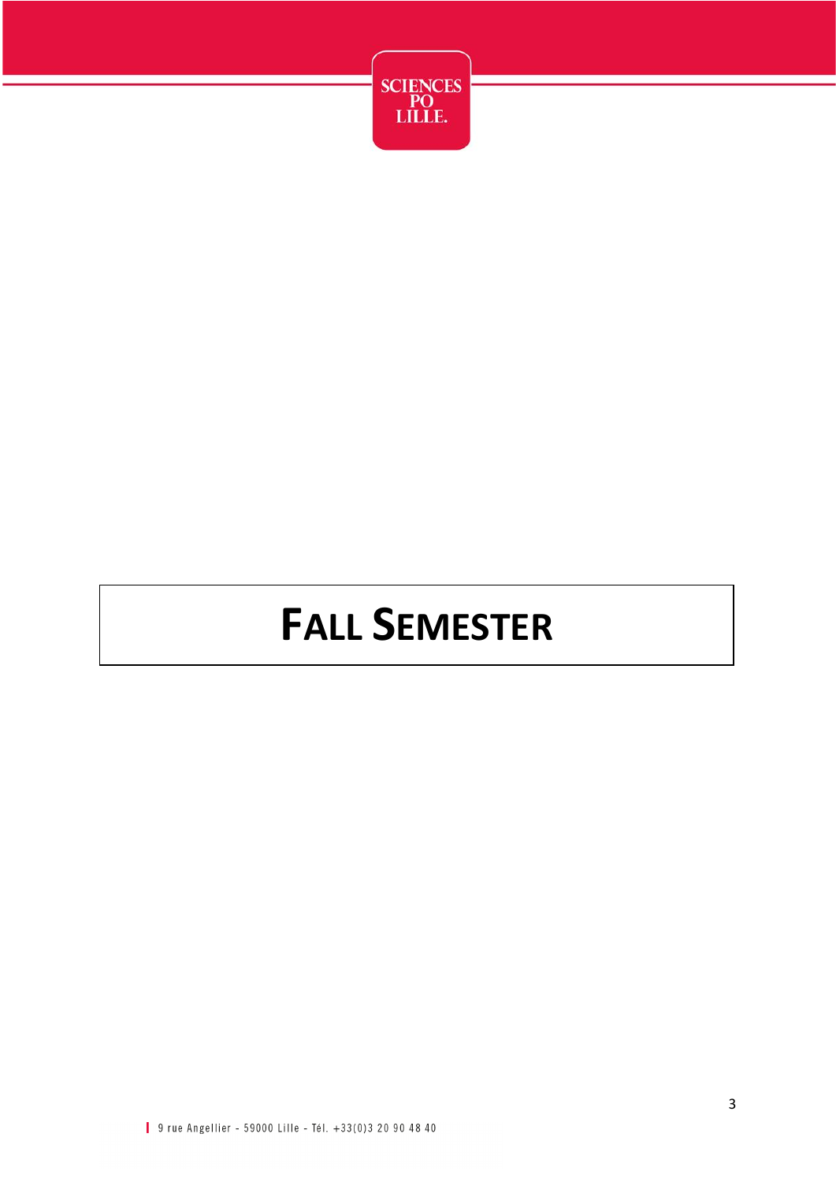# FALL SEMESTER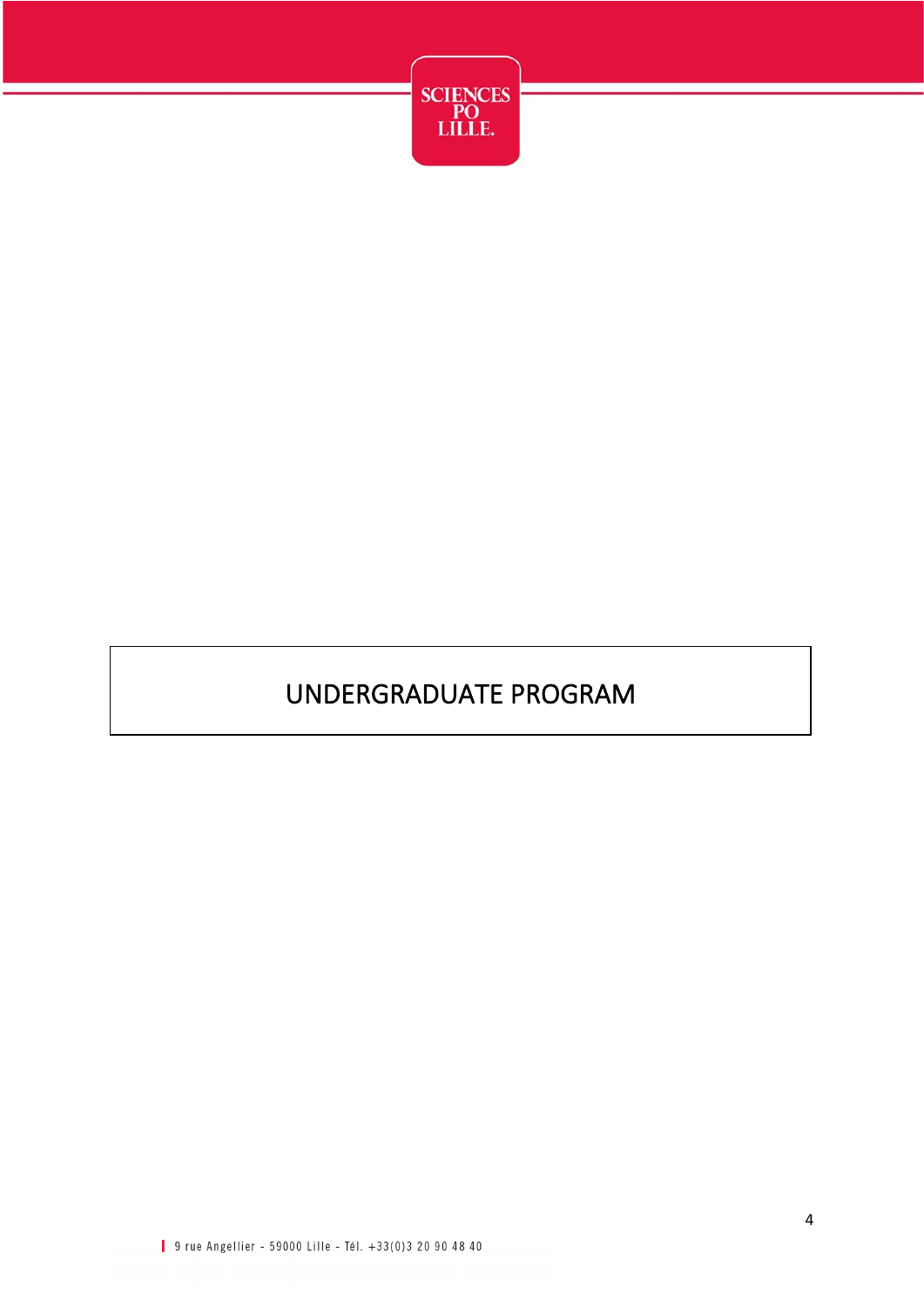# UNDERGRADUATE PROGRAM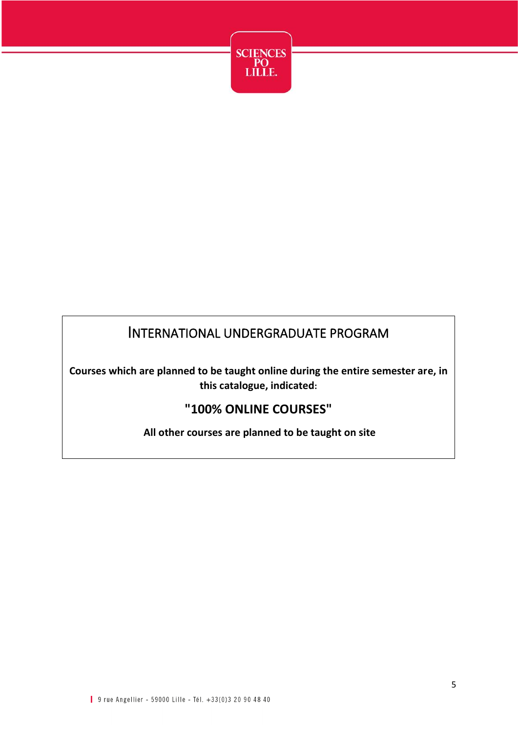# INTERNATIONAL UNDERGRADUATE PROGRAM

**Courses which are planned to be taught online during the entire semester are, in this catalogue, indicated:**

**"100% ONLINE COURSES"**

**All other courses are planned to be taught on site**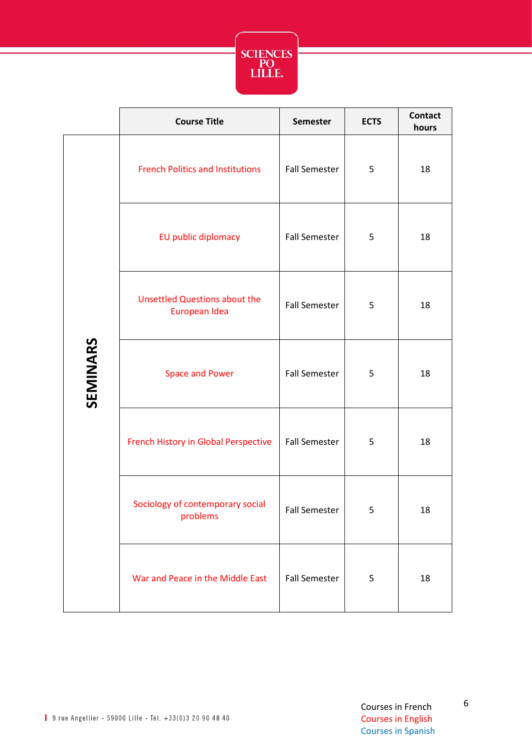|  | Course Title | Semester | ECTS | Contact hours |
|---|---|---|---|---|
| **SEMINARS** | French Politics and Institutions | Fall Semester | 5 | 18 |
|  | EU public diplomacy | Fall Semester | 5 | 18 |
|  | Unsettled Questions about the European Idea | Fall Semester | 5 | 18 |
|  | Space and Power | Fall Semester | 5 | 18 |
|  | French History in Global Perspective | Fall Semester | 5 | 18 |
|  | Sociology of contemporary social problems | Fall Semester | 5 | 18 |
|  | War and Peace in the Middle East | Fall Semester | 5 | 18 |

Courses in French
Courses in English
Courses in Spanish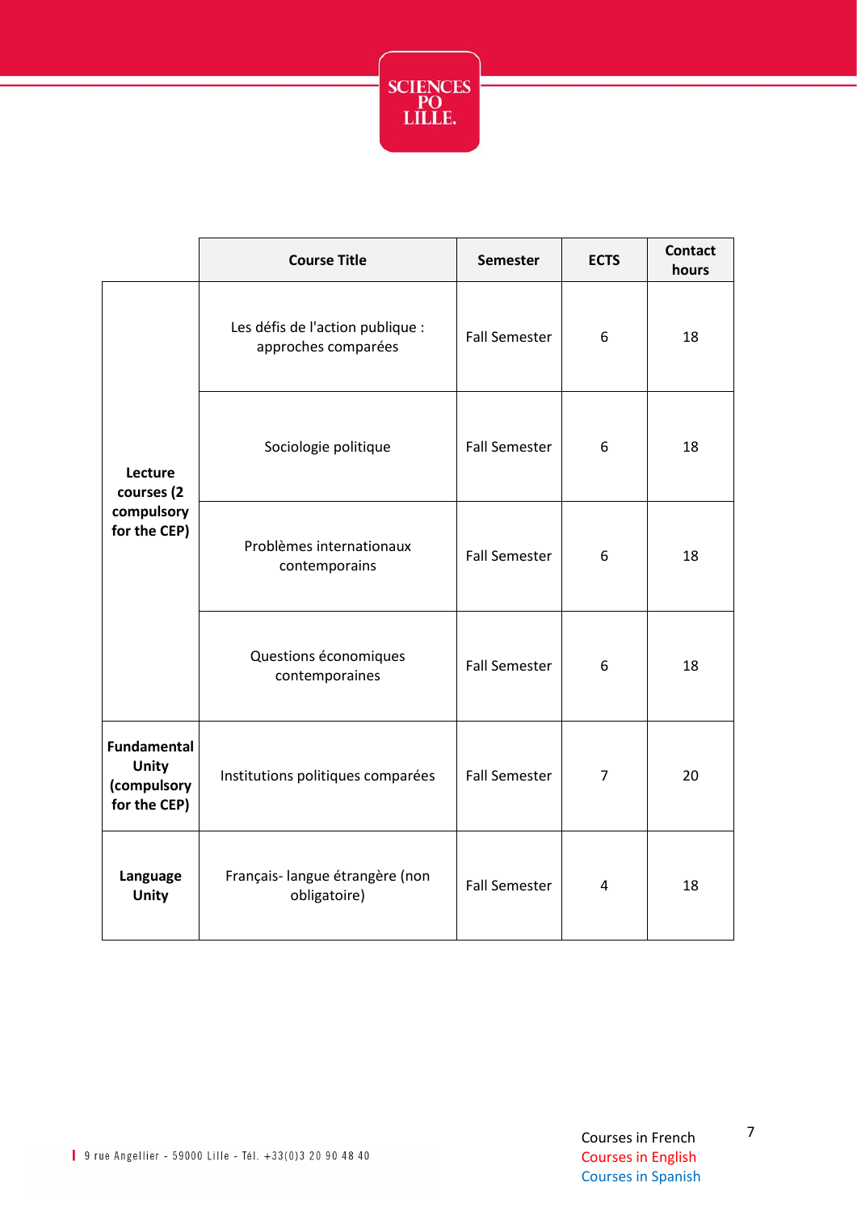| | Course Title | Semester | ECTS | Contact hours |
|---|---|---|---|---|
| **Lecture courses (2 compulsory for the CEP)** | Les défis de l'action publique : approches comparées | Fall Semester | 6 | 18 |
| | Sociologie politique | Fall Semester | 6 | 18 |
| | Problèmes internationaux contemporains | Fall Semester | 6 | 18 |
| | Questions économiques contemporaines | Fall Semester | 6 | 18 |
| **Fundamental Unity (compulsory for the CEP)** | Institutions politiques comparées | Fall Semester | 7 | 20 |
| **Language Unity** | Français- langue étrangère (non obligatoire) | Fall Semester | 4 | 18 |

Courses in French
Courses in English
Courses in Spanish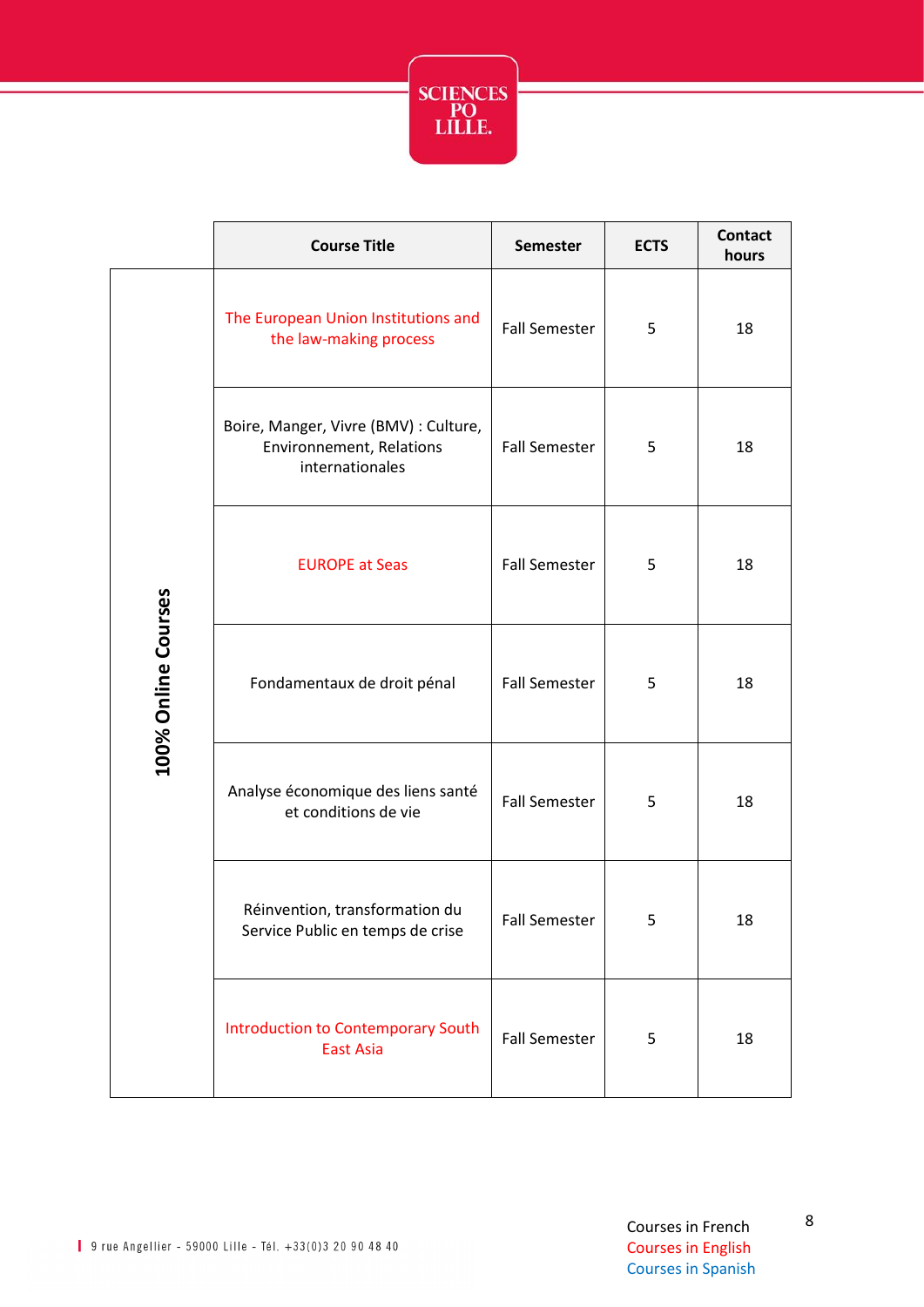|  | Course Title | Semester | ECTS | Contact hours |
|---|---|---|---|---|
| 100% Online Courses | The European Union Institutions and the law-making process | Fall Semester | 5 | 18 |
|  | Boire, Manger, Vivre (BMV) : Culture, Environnement, Relations internationales | Fall Semester | 5 | 18 |
|  | EUROPE at Seas | Fall Semester | 5 | 18 |
|  | Fondamentaux de droit pénal | Fall Semester | 5 | 18 |
|  | Analyse économique des liens santé et conditions de vie | Fall Semester | 5 | 18 |
|  | Réinvention, transformation du Service Public en temps de crise | Fall Semester | 5 | 18 |
|  | Introduction to Contemporary South East Asia | Fall Semester | 5 | 18 |

Courses in French
Courses in English
Courses in Spanish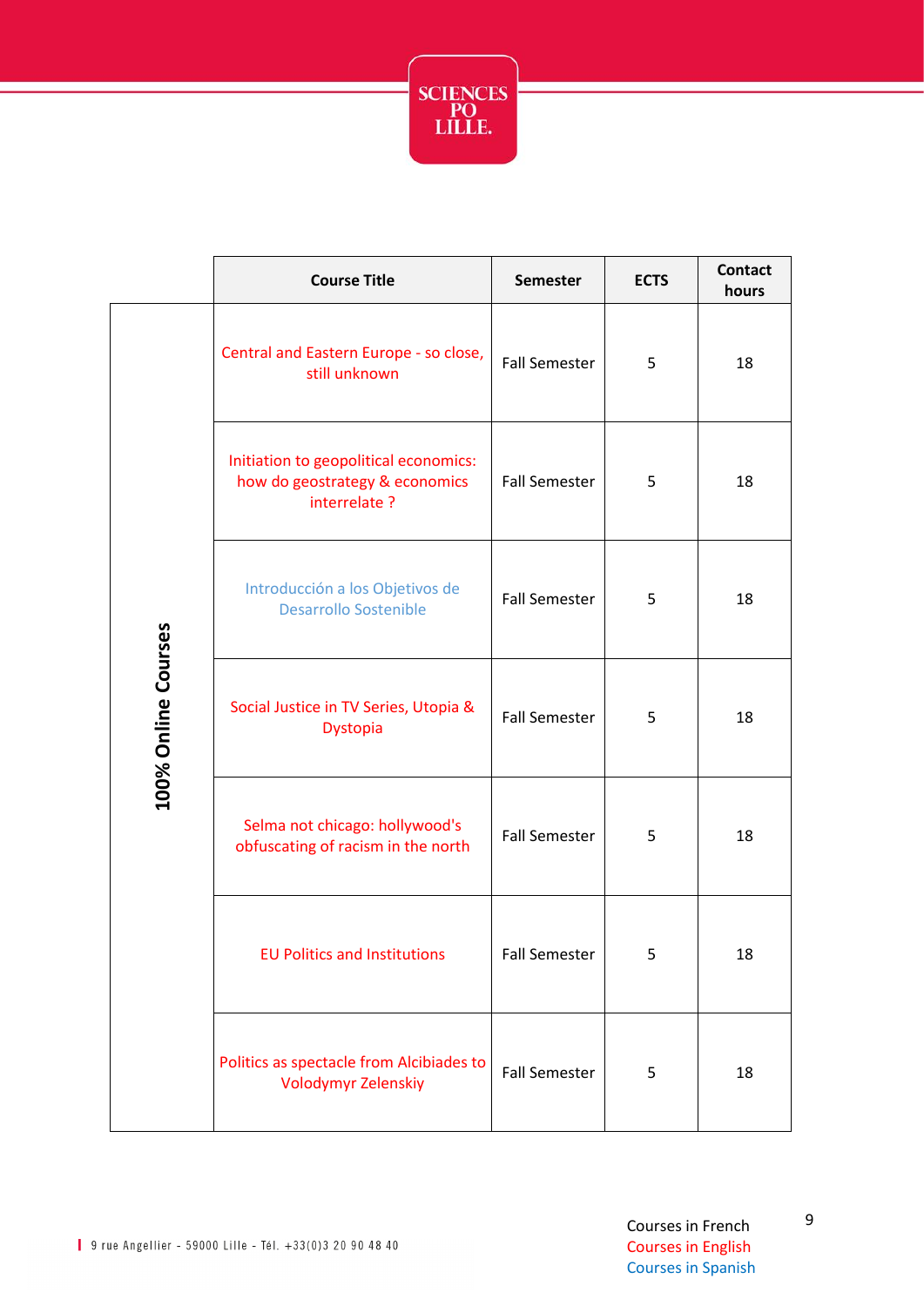| | Course Title | Semester | ECTS | Contact hours |
|---|---|---|---|---|
| 100% Online Courses | Central and Eastern Europe - so close, still unknown | Fall Semester | 5 | 18 |
| | Initiation to geopolitical economics: how do geostrategy & economics interrelate ? | Fall Semester | 5 | 18 |
| | Introducción a los Objetivos de Desarrollo Sostenible | Fall Semester | 5 | 18 |
| | Social Justice in TV Series, Utopia & Dystopia | Fall Semester | 5 | 18 |
| | Selma not chicago: hollywood's obfuscating of racism in the north | Fall Semester | 5 | 18 |
| | EU Politics and Institutions | Fall Semester | 5 | 18 |
| | Politics as spectacle from Alcibiades to Volodymyr Zelenskiy | Fall Semester | 5 | 18 |

Courses in French
Courses in English
Courses in Spanish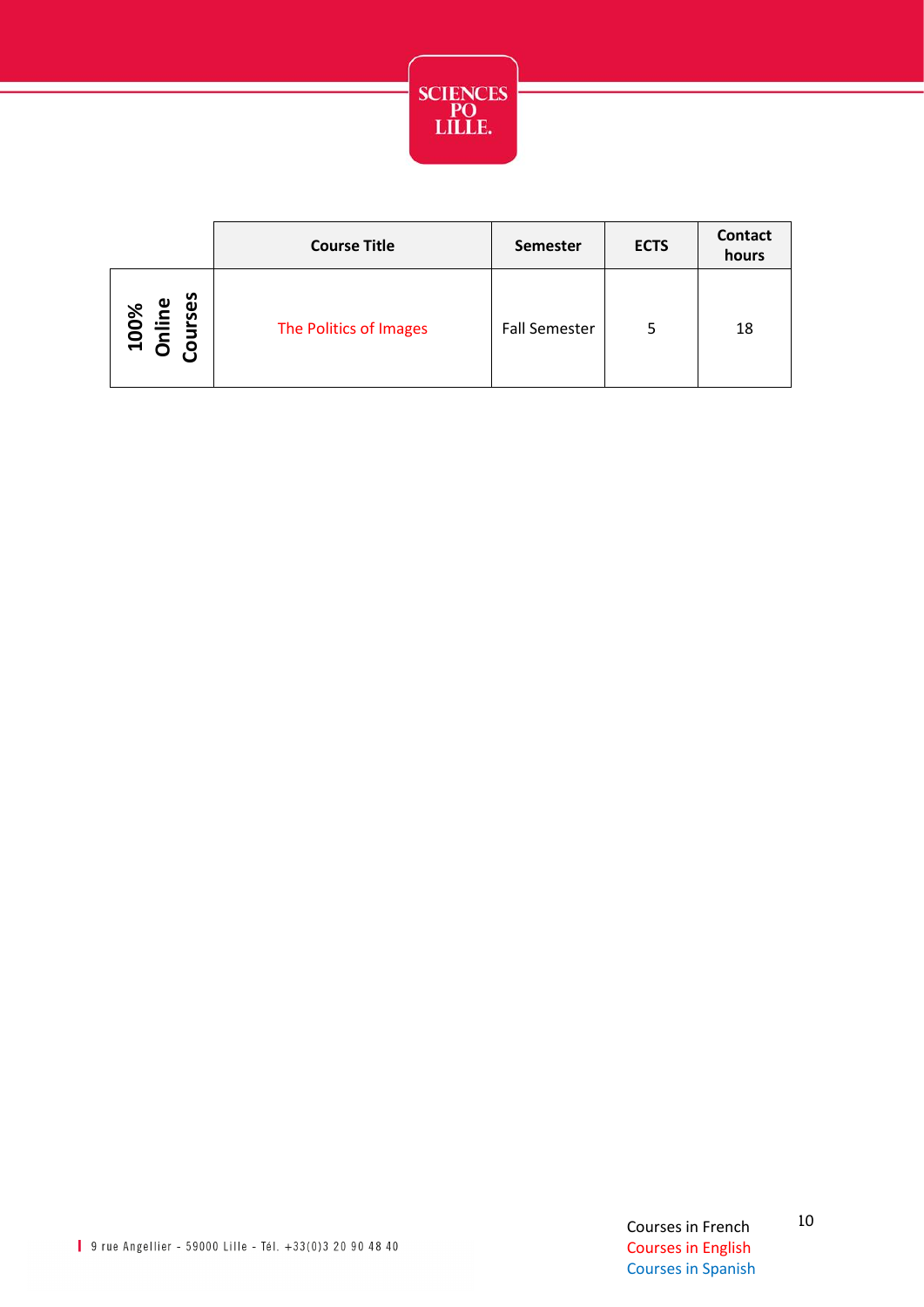| | Course Title | Semester | ECTS | Contact hours |
|---|---|---|---|---|
| **100% Online Courses** | The Politics of Images | Fall Semester | 5 | 18 |

9 rue Angellier - 59000 Lille - Tél. +33(0)3 20 90 48 40

Courses in French
Courses in English
Courses in Spanish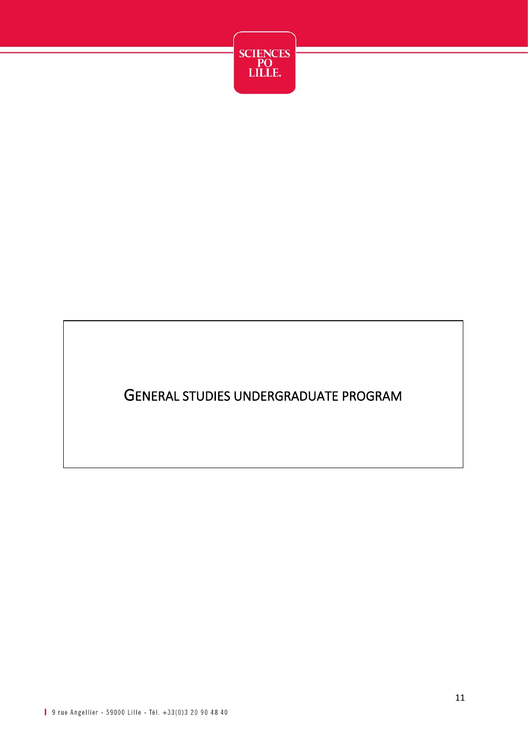# GENERAL STUDIES UNDERGRADUATE PROGRAM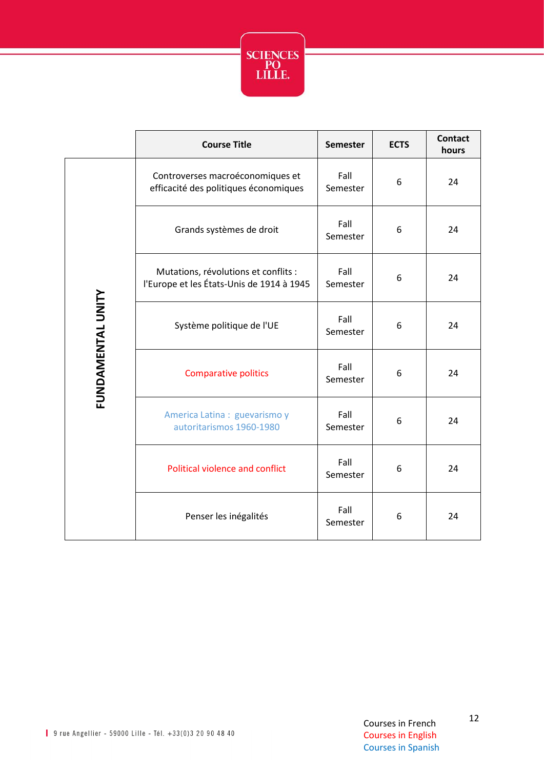|  | Course Title | Semester | ECTS | Contact hours |
|---|---|---|---|---|
| FUNDAMENTAL UNITY | Controverses macroéconomiques et efficacité des politiques économiques | Fall Semester | 6 | 24 |
| | Grands systèmes de droit | Fall Semester | 6 | 24 |
| | Mutations, révolutions et conflits : l'Europe et les États-Unis de 1914 à 1945 | Fall Semester | 6 | 24 |
| | Système politique de l'UE | Fall Semester | 6 | 24 |
| | Comparative politics | Fall Semester | 6 | 24 |
| | America Latina : guevarismo y autoritarismos 1960-1980 | Fall Semester | 6 | 24 |
| | Political violence and conflict | Fall Semester | 6 | 24 |
| | Penser les inégalités | Fall Semester | 6 | 24 |

Courses in French
Courses in English
Courses in Spanish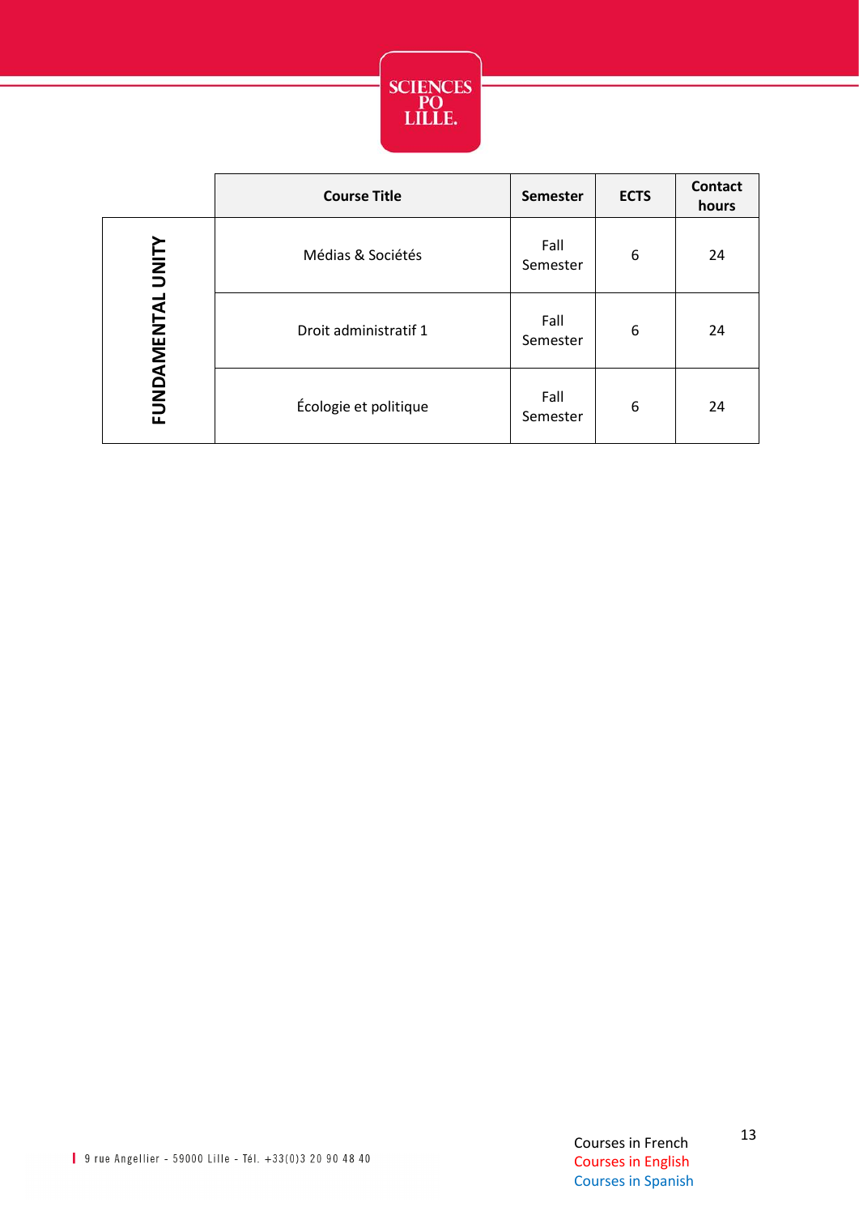| | Course Title | Semester | ECTS | Contact hours |
|---|---|---|---|---|
| FUNDAMENTAL UNITY | Médias & Sociétés | Fall Semester | 6 | 24 |
| | Droit administratif 1 | Fall Semester | 6 | 24 |
| | Écologie et politique | Fall Semester | 6 | 24 |

Courses in French
Courses in English
Courses in Spanish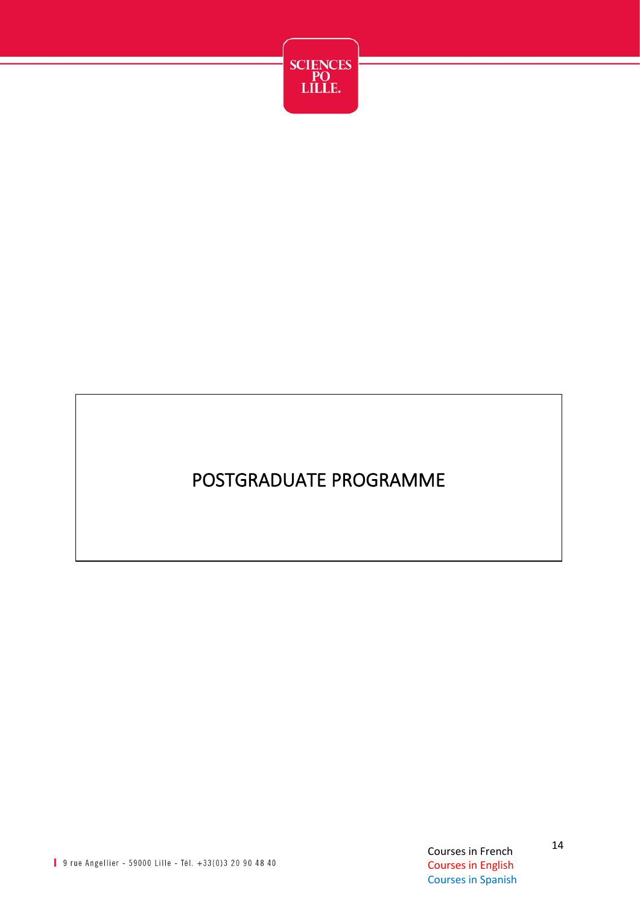# POSTGRADUATE PROGRAMME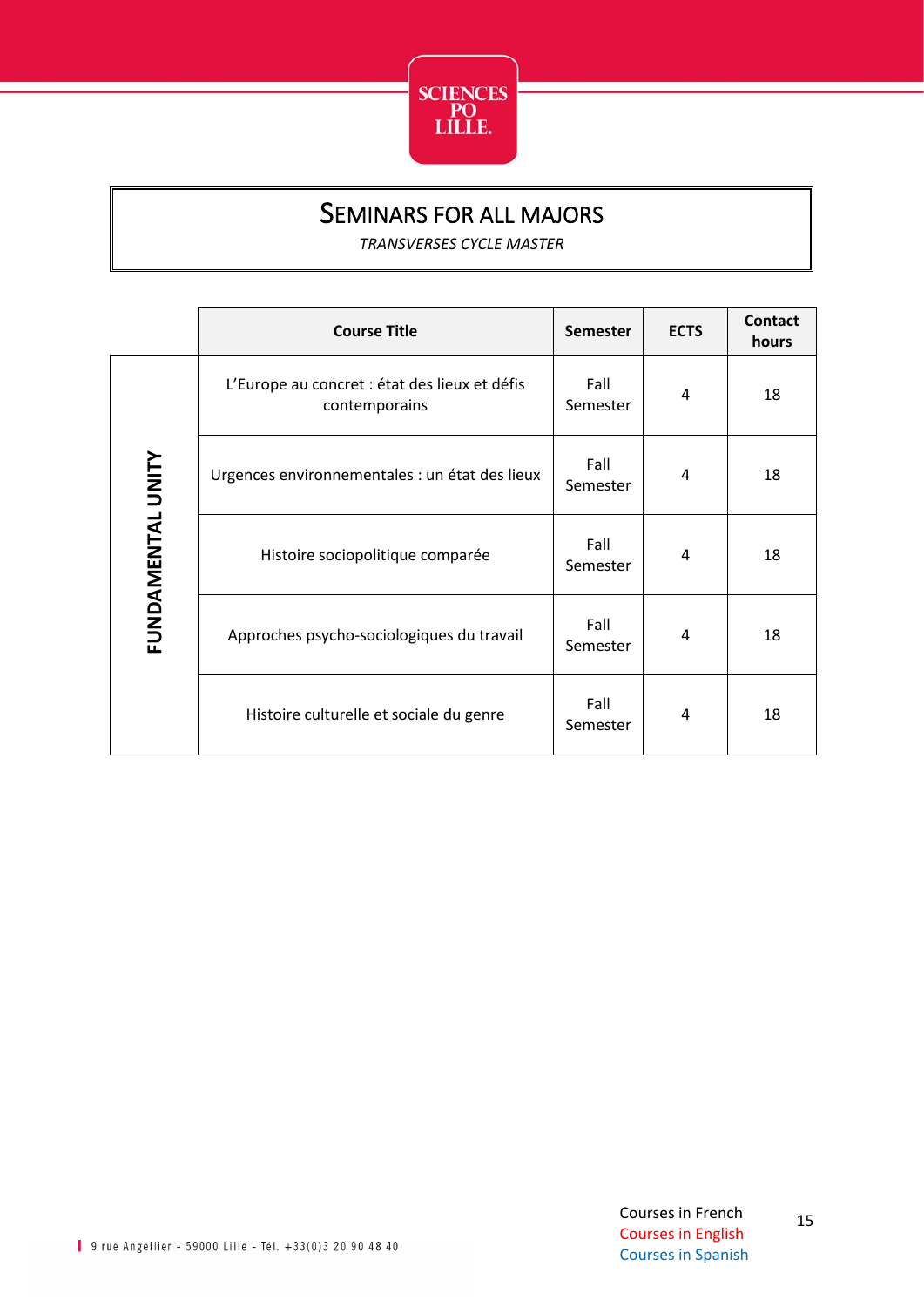# Seminars for all majors

*TRANSVERSES CYCLE MASTER*

| | Course Title | Semester | ECTS | Contact hours |
|---|---|---|---|---|
| **FUNDAMENTAL UNITY** | L'Europe au concret : état des lieux et défis contemporains | Fall Semester | 4 | 18 |
| | Urgences environnementales : un état des lieux | Fall Semester | 4 | 18 |
| | Histoire sociopolitique comparée | Fall Semester | 4 | 18 |
| | Approches psycho-sociologiques du travail | Fall Semester | 4 | 18 |
| | Histoire culturelle et sociale du genre | Fall Semester | 4 | 18 |

Courses in French
Courses in English
Courses in Spanish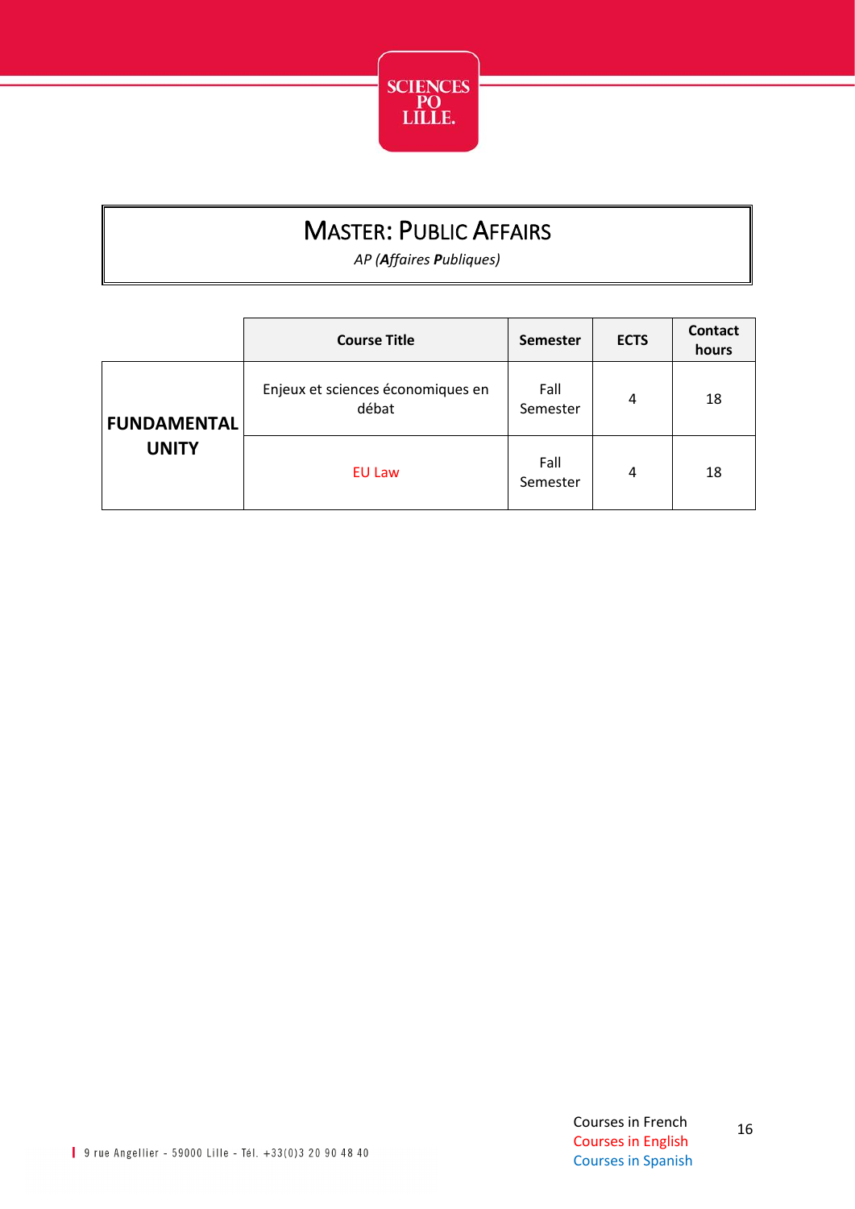# MASTER: PUBLIC AFFAIRS

*AP (**A**ffaires **P**ubliques)*

| | Course Title | Semester | ECTS | Contact hours |
|---|---|---|---|---|
| **FUNDAMENTAL UNITY** | Enjeux et sciences économiques en débat | Fall Semester | 4 | 18 |
| | EU Law | Fall Semester | 4 | 18 |

Courses in French
Courses in English
Courses in Spanish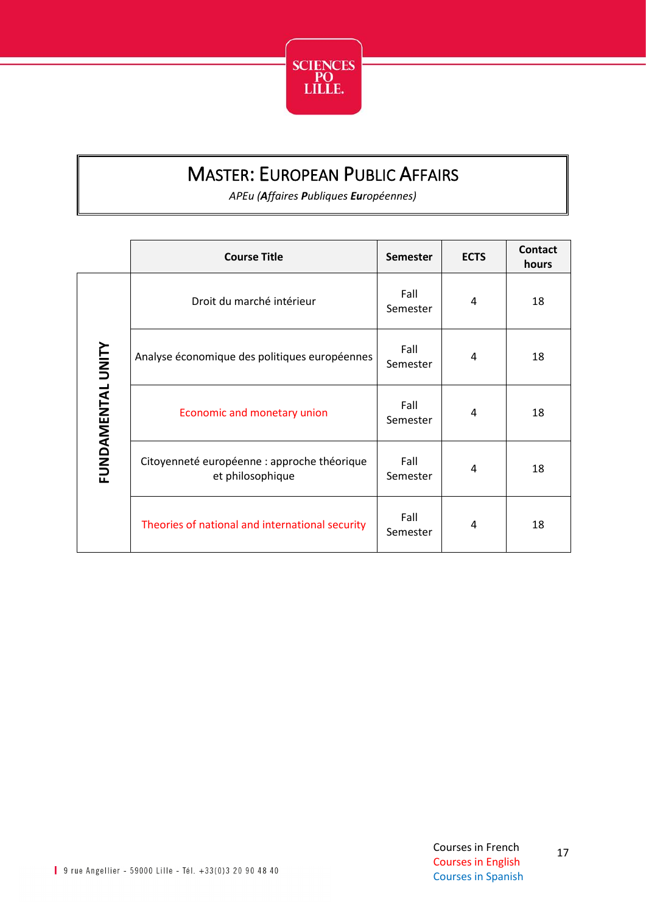# MASTER: EUROPEAN PUBLIC AFFAIRS

*APEu (**Affaires** **P**ubliques **Eu**ropéennes)*

| | Course Title | Semester | ECTS | Contact hours |
|---|---|---|---|---|
| FUNDAMENTAL UNITY | Droit du marché intérieur | Fall Semester | 4 | 18 |
| | Analyse économique des politiques européennes | Fall Semester | 4 | 18 |
| | Economic and monetary union | Fall Semester | 4 | 18 |
| | Citoyenneté européenne : approche théorique et philosophique | Fall Semester | 4 | 18 |
| | Theories of national and international security | Fall Semester | 4 | 18 |

Courses in French
Courses in English
Courses in Spanish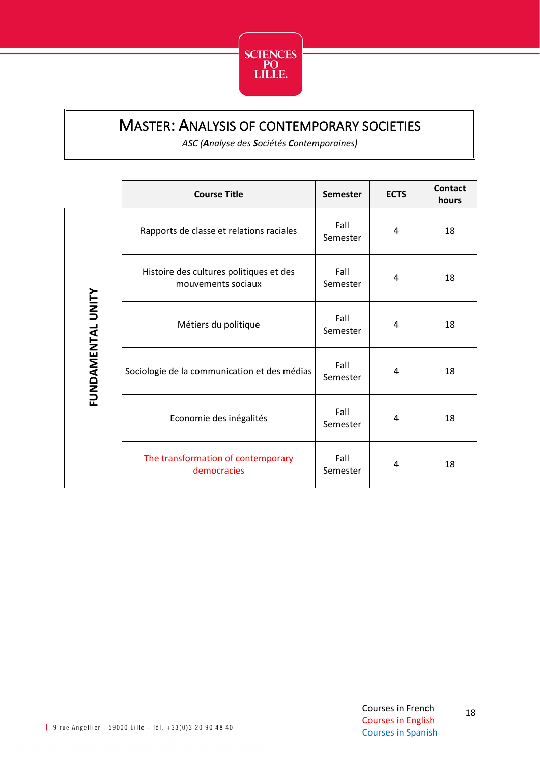# MASTER: ANALYSIS OF CONTEMPORARY SOCIETIES

*ASC (**A**nalyse des **S**ociétés **C**ontemporaines)*

| | Course Title | Semester | ECTS | Contact hours |
|---|---|---|---|---|
| **FUNDAMENTAL UNITY** | Rapports de classe et relations raciales | Fall Semester | 4 | 18 |
| | Histoire des cultures politiques et des mouvements sociaux | Fall Semester | 4 | 18 |
| | Métiers du politique | Fall Semester | 4 | 18 |
| | Sociologie de la communication et des médias | Fall Semester | 4 | 18 |
| | Economie des inégalités | Fall Semester | 4 | 18 |
| | The transformation of contemporary democracies | Fall Semester | 4 | 18 |

Courses in French
Courses in English
Courses in Spanish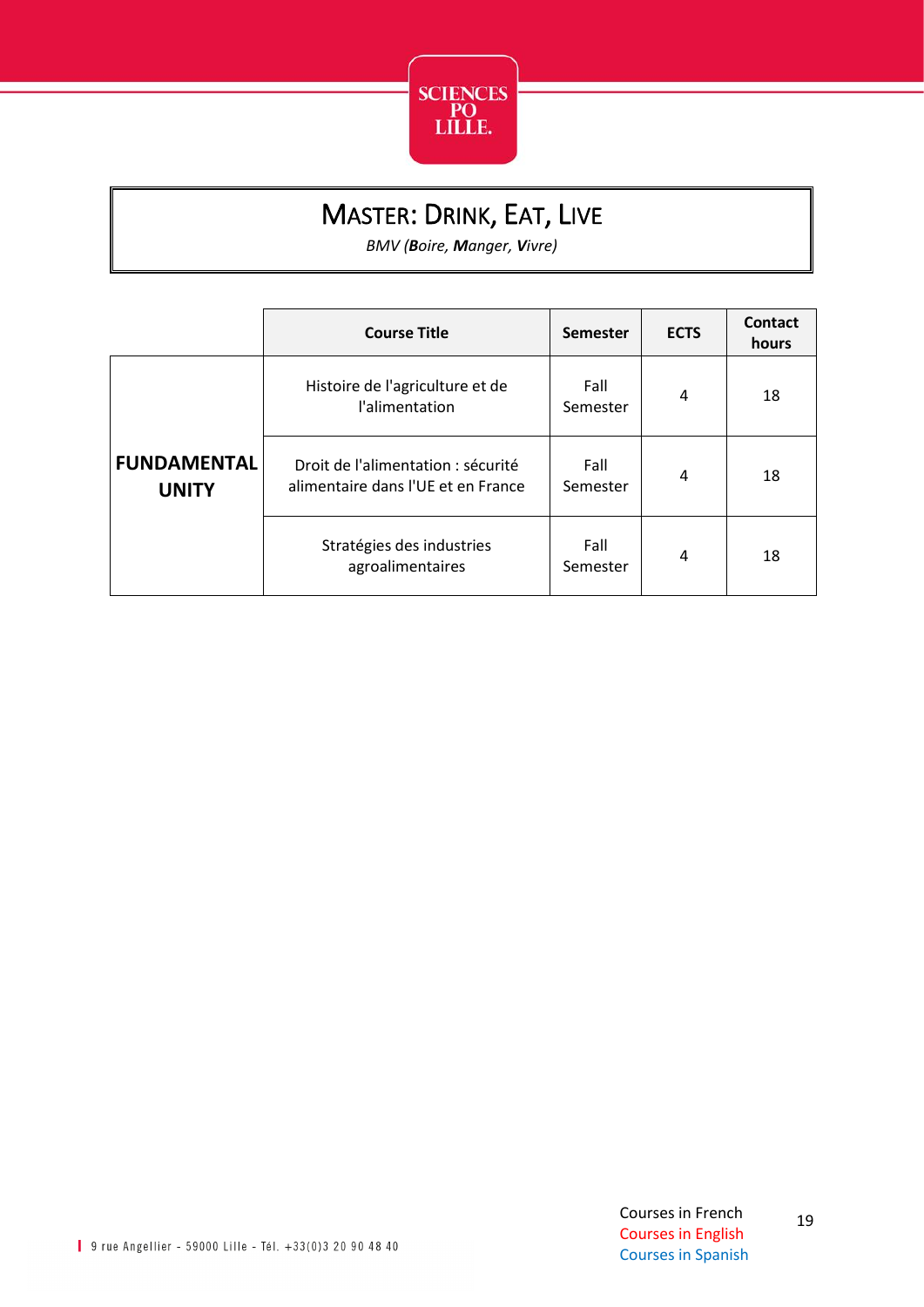# MASTER: DRINK, EAT, LIVE

*BMV (**B**oire, **M**anger, **V**ivre)*

| | Course Title | Semester | ECTS | Contact hours |
|---|---|---|---|---|
| **FUNDAMENTAL UNITY** | Histoire de l'agriculture et de l'alimentation | Fall Semester | 4 | 18 |
| | Droit de l'alimentation : sécurité alimentaire dans l'UE et en France | Fall Semester | 4 | 18 |
| | Stratégies des industries agroalimentaires | Fall Semester | 4 | 18 |

Courses in French
Courses in English
Courses in Spanish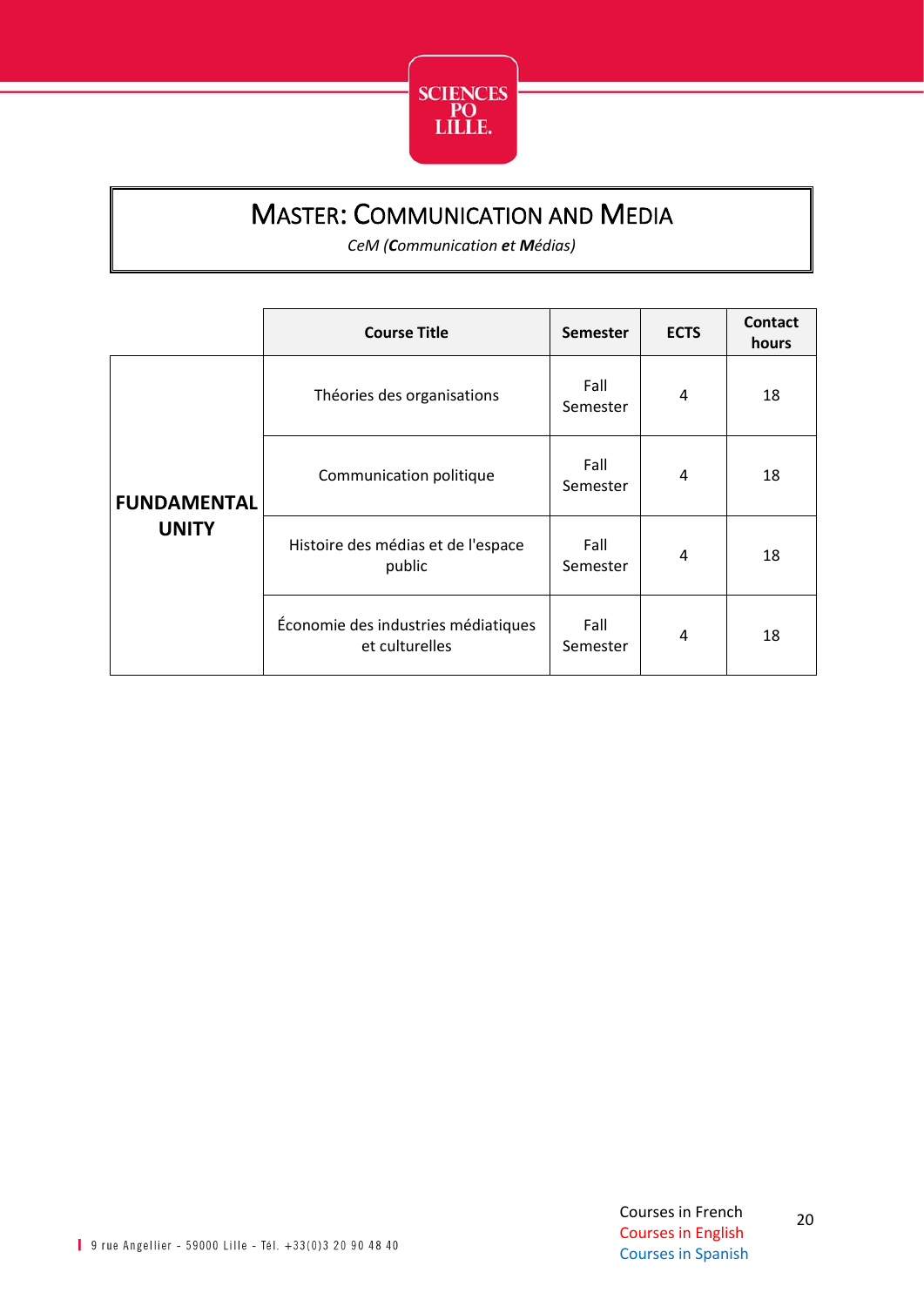# MASTER: COMMUNICATION AND MEDIA

*CeM (**C**ommunication **et** **M**édias)*

| | Course Title | Semester | ECTS | Contact hours |
|---|---|---|---|---|
| **FUNDAMENTAL UNITY** | Théories des organisations | Fall Semester | 4 | 18 |
| | Communication politique | Fall Semester | 4 | 18 |
| | Histoire des médias et de l'espace public | Fall Semester | 4 | 18 |
| | Économie des industries médiatiques et culturelles | Fall Semester | 4 | 18 |

Courses in French
Courses in English
Courses in Spanish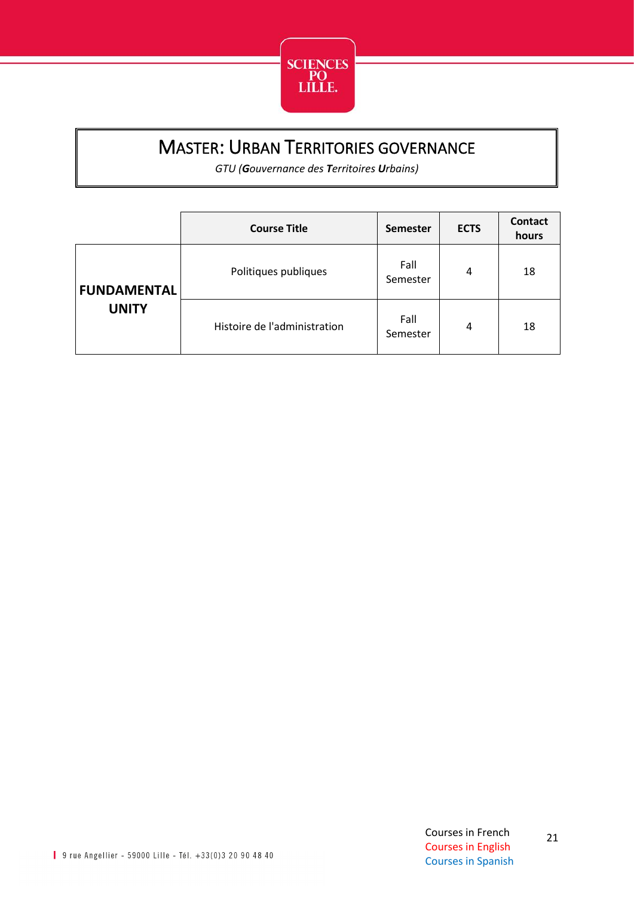# MASTER: URBAN TERRITORIES GOVERNANCE

*GTU (**G**ouvernance des **T**erritoires **U**rbains)*

| | Course Title | Semester | ECTS | Contact hours |
|---|---|---|---|---|
| **FUNDAMENTAL UNITY** | Politiques publiques | Fall Semester | 4 | 18 |
| | Histoire de l'administration | Fall Semester | 4 | 18 |

Courses in French
Courses in English
Courses in Spanish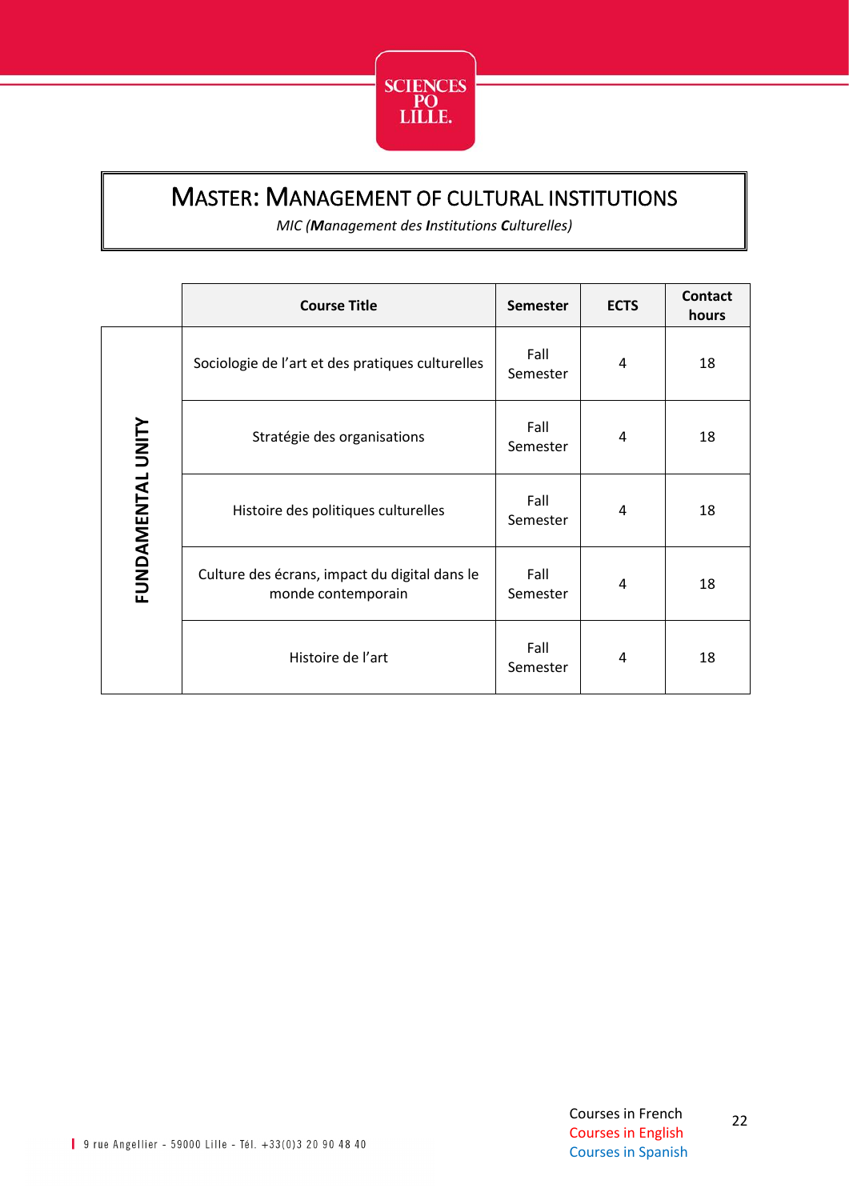# MASTER: MANAGEMENT OF CULTURAL INSTITUTIONS

*MIC (**M**anagement des **I**nstitutions **C**ulturelles)*

| | Course Title | Semester | ECTS | Contact hours |
|---|---|---|---|---|
| FUNDAMENTAL UNITY | Sociologie de l'art et des pratiques culturelles | Fall Semester | 4 | 18 |
| | Stratégie des organisations | Fall Semester | 4 | 18 |
| | Histoire des politiques culturelles | Fall Semester | 4 | 18 |
| | Culture des écrans, impact du digital dans le monde contemporain | Fall Semester | 4 | 18 |
| | Histoire de l'art | Fall Semester | 4 | 18 |

Courses in French
Courses in English
Courses in Spanish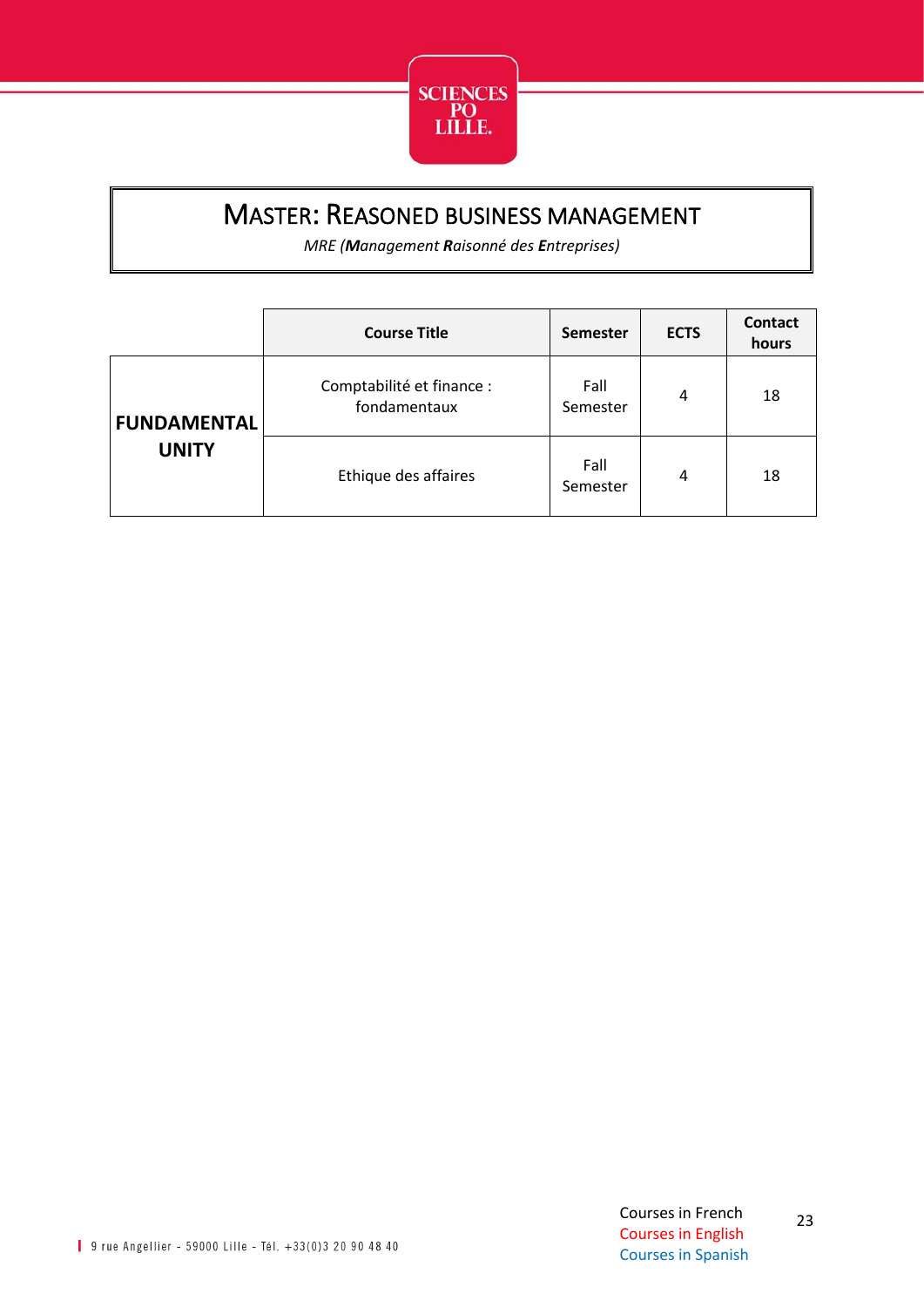# Master: Reasoned Business Management

*MRE (**M**anagement **R**aisonné des **E**ntreprises)*

| | Course Title | Semester | ECTS | Contact hours |
|---|---|---|---|---|
| **FUNDAMENTAL UNITY** | Comptabilité et finance : fondamentaux | Fall Semester | 4 | 18 |
| | Ethique des affaires | Fall Semester | 4 | 18 |

Courses in French
Courses in English
Courses in Spanish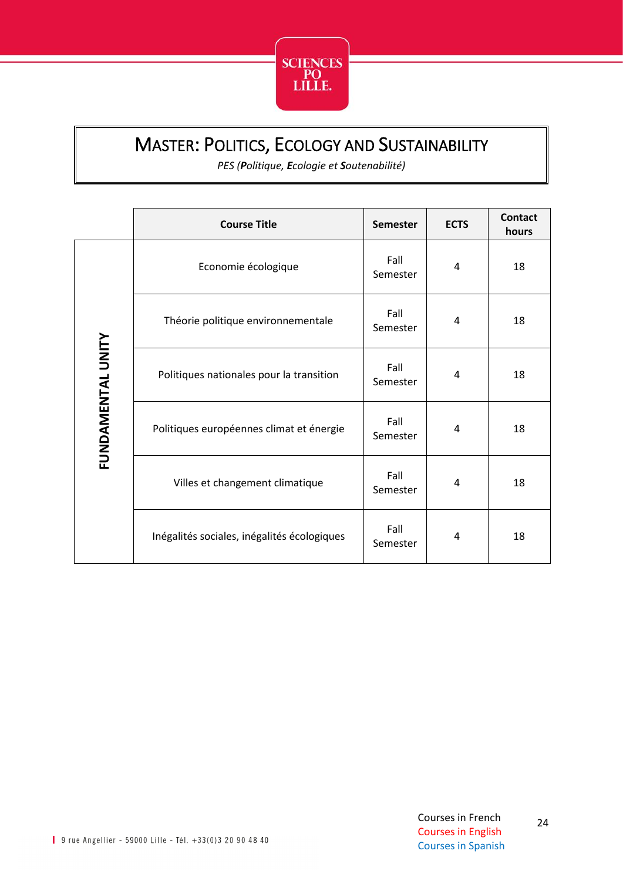# MASTER: POLITICS, ECOLOGY AND SUSTAINABILITY

*PES (**P**olitique, **E**cologie et **S**outenabilité)*

| | Course Title | Semester | ECTS | Contact hours |
|---|---|---|---|---|
| FUNDAMENTAL UNITY | Economie écologique | Fall Semester | 4 | 18 |
| | Théorie politique environnementale | Fall Semester | 4 | 18 |
| | Politiques nationales pour la transition | Fall Semester | 4 | 18 |
| | Politiques européennes climat et énergie | Fall Semester | 4 | 18 |
| | Villes et changement climatique | Fall Semester | 4 | 18 |
| | Inégalités sociales, inégalités écologiques | Fall Semester | 4 | 18 |

Courses in French
Courses in English
Courses in Spanish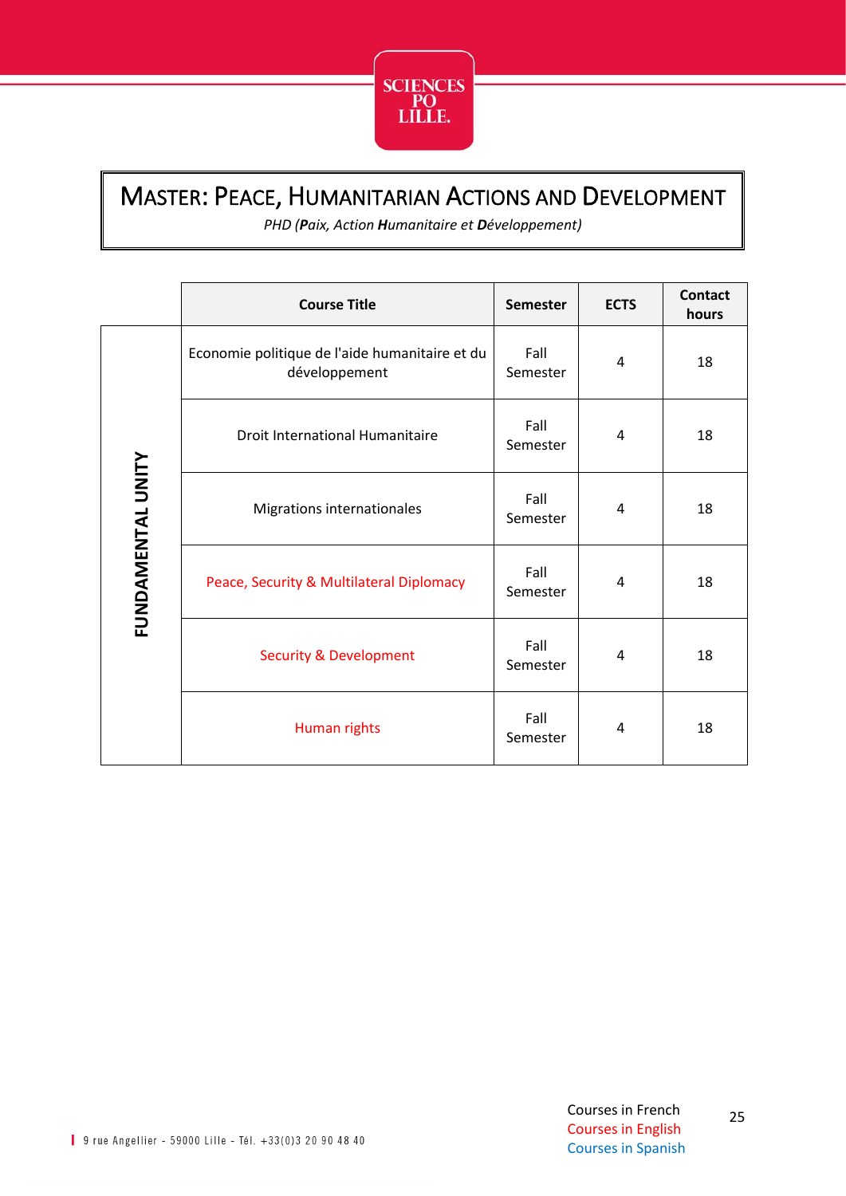# MASTER: PEACE, HUMANITARIAN ACTIONS AND DEVELOPMENT

*PHD (**P**aix, Action **H**umanitaire et **D**éveloppement)*

| | Course Title | Semester | ECTS | Contact hours |
|---|---|---|---|---|
| FUNDAMENTAL UNITY | Economie politique de l'aide humanitaire et du développement | Fall Semester | 4 | 18 |
| | Droit International Humanitaire | Fall Semester | 4 | 18 |
| | Migrations internationales | Fall Semester | 4 | 18 |
| | Peace, Security & Multilateral Diplomacy | Fall Semester | 4 | 18 |
| | Security & Development | Fall Semester | 4 | 18 |
| | Human rights | Fall Semester | 4 | 18 |

Courses in French
Courses in English
Courses in Spanish

9 rue Angellier - 59000 Lille - Tél. +33(0)3 20 90 48 40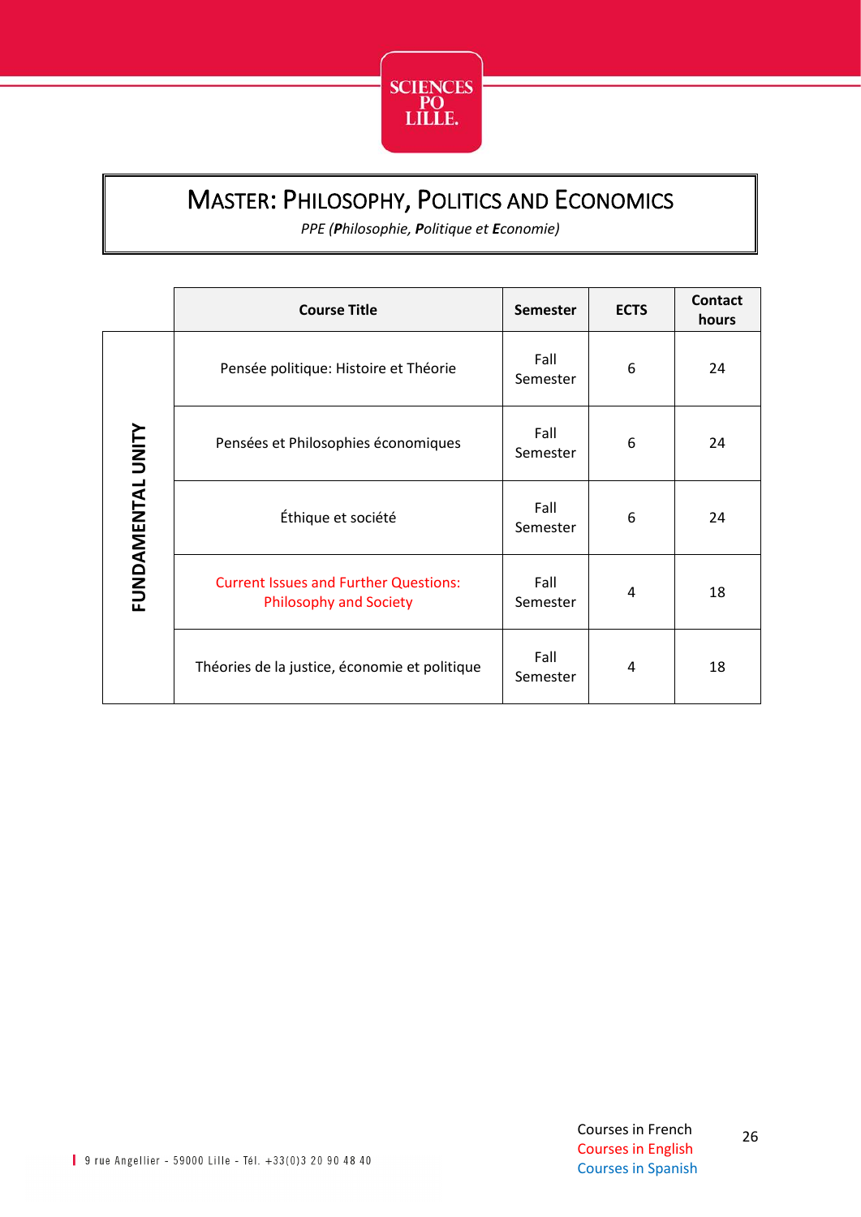# MASTER: PHILOSOPHY, POLITICS AND ECONOMICS

*PPE (**P**hilosophie, **P**olitique et **E**conomie)*

| | Course Title | Semester | ECTS | Contact hours |
|---|---|---|---|---|
| FUNDAMENTAL UNITY | Pensée politique: Histoire et Théorie | Fall Semester | 6 | 24 |
| | Pensées et Philosophies économiques | Fall Semester | 6 | 24 |
| | Éthique et société | Fall Semester | 6 | 24 |
| | Current Issues and Further Questions: Philosophy and Society | Fall Semester | 4 | 18 |
| | Théories de la justice, économie et politique | Fall Semester | 4 | 18 |

Courses in French
Courses in English
Courses in Spanish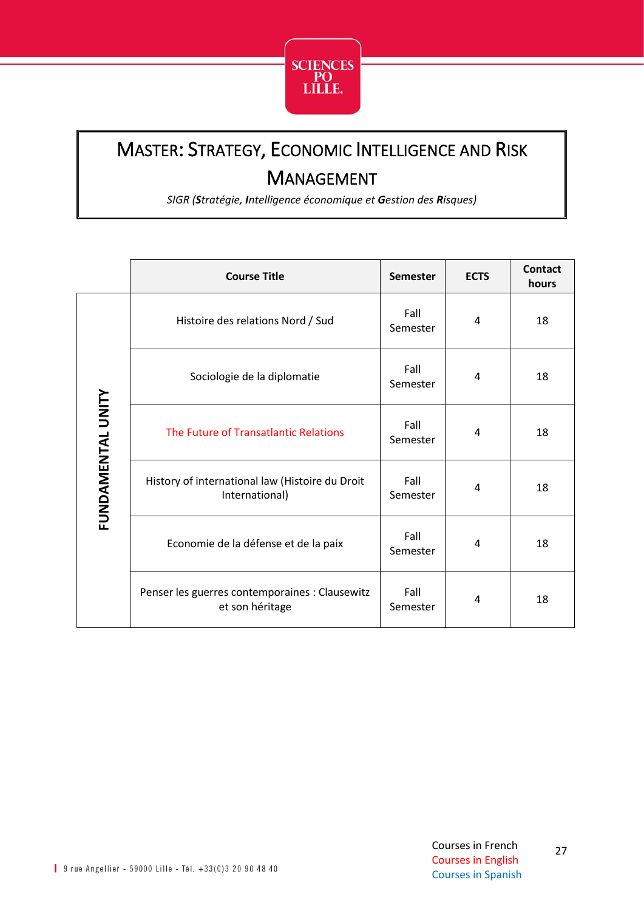# Master: Strategy, Economic Intelligence and Risk Management

*SIGR (**S**tratégie, **I**ntelligence économique et **G**estion des **R**isques)*

| | Course Title | Semester | ECTS | Contact hours |
|---|---|---|---|---|
| FUNDAMENTAL UNITY | Histoire des relations Nord / Sud | Fall Semester | 4 | 18 |
| | Sociologie de la diplomatie | Fall Semester | 4 | 18 |
| | The Future of Transatlantic Relations | Fall Semester | 4 | 18 |
| | History of international law (Histoire du Droit International) | Fall Semester | 4 | 18 |
| | Economie de la défense et de la paix | Fall Semester | 4 | 18 |
| | Penser les guerres contemporaines : Clausewitz et son héritage | Fall Semester | 4 | 18 |

Courses in French
Courses in English
Courses in Spanish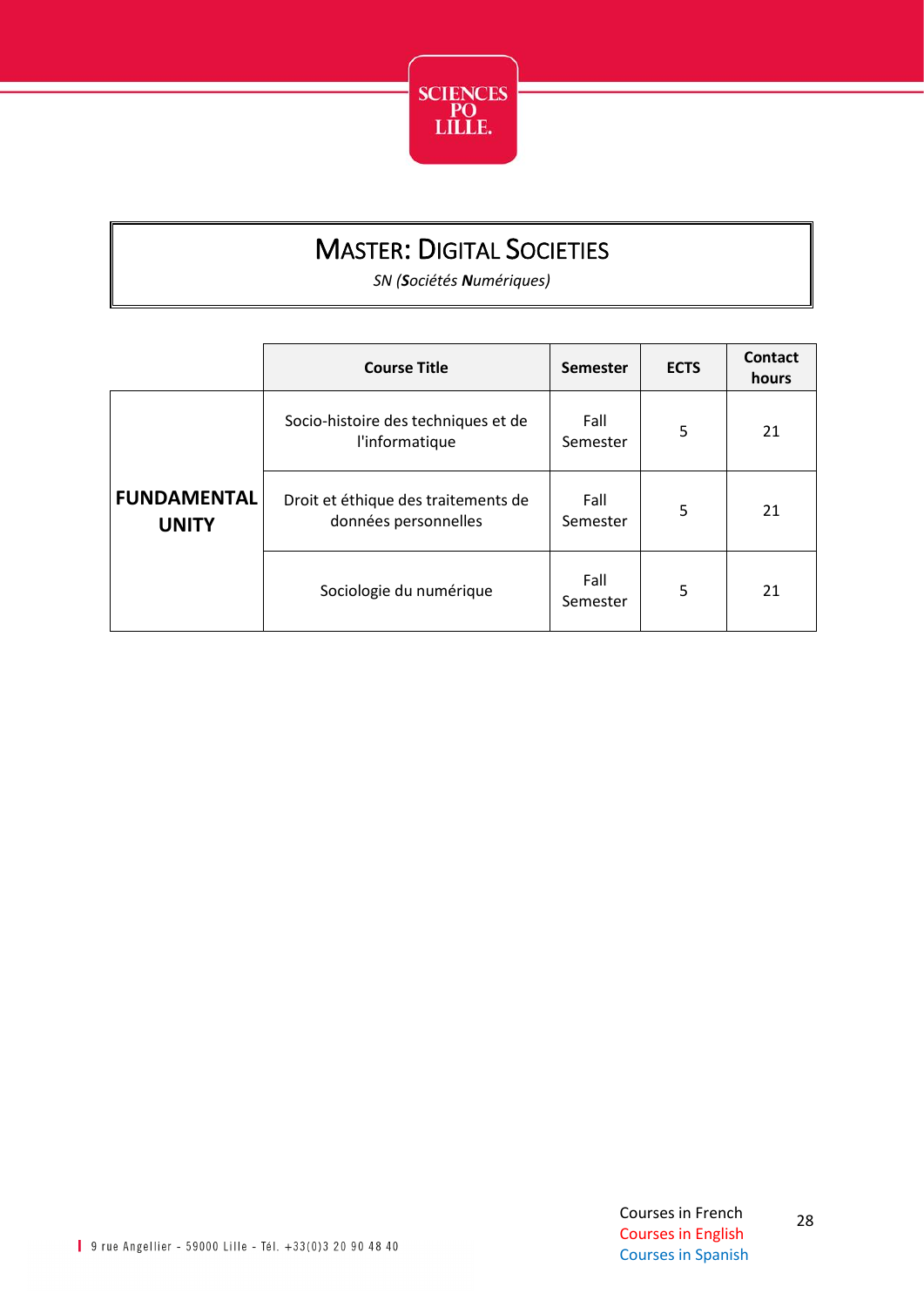# MASTER: DIGITAL SOCIETIES

*SN (**S**ociétés **N**umériques)*

| | Course Title | Semester | ECTS | Contact hours |
|---|---|---|---|---|
| **FUNDAMENTAL UNITY** | Socio-histoire des techniques et de l'informatique | Fall Semester | 5 | 21 |
| | Droit et éthique des traitements de données personnelles | Fall Semester | 5 | 21 |
| | Sociologie du numérique | Fall Semester | 5 | 21 |

Courses in French
Courses in English
Courses in Spanish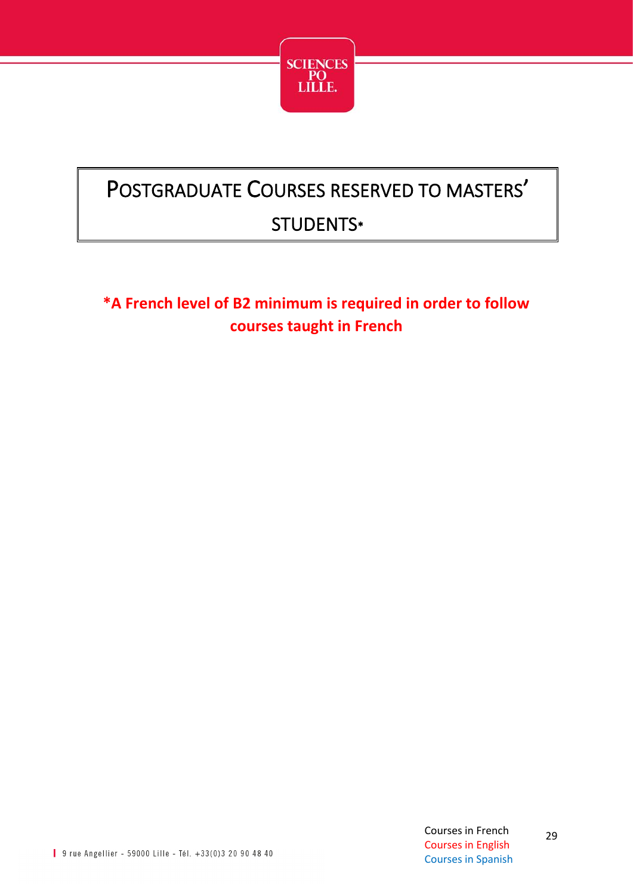# Postgraduate Courses reserved to Masters' students*

**\*A French level of B2 minimum is required in order to follow courses taught in French**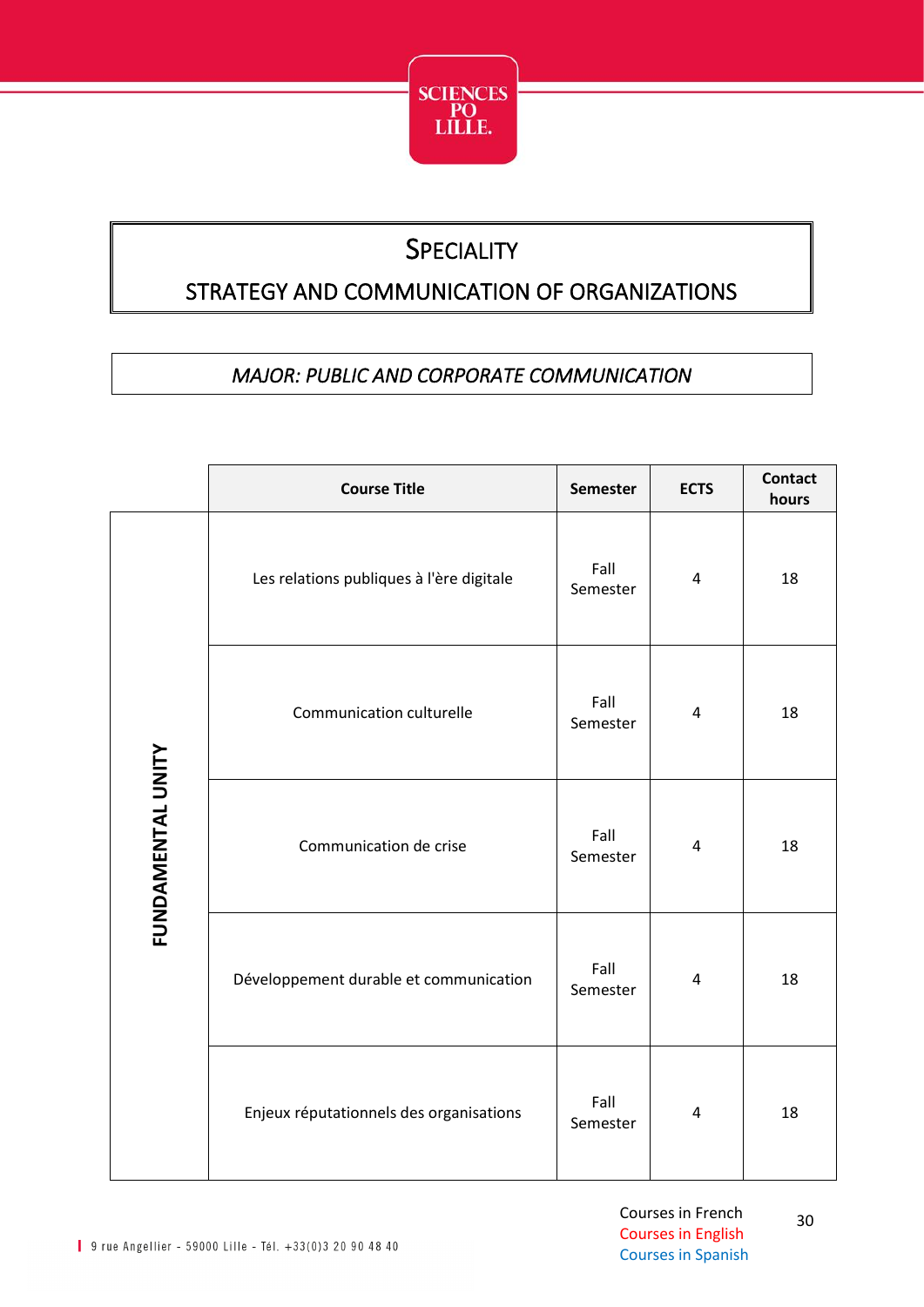# SPECIALITY

## STRATEGY AND COMMUNICATION OF ORGANIZATIONS

*MAJOR: PUBLIC AND CORPORATE COMMUNICATION*

| | Course Title | Semester | ECTS | Contact hours |
|---|---|---|---|---|
| **FUNDAMENTAL UNITY** | Les relations publiques à l'ère digitale | Fall Semester | 4 | 18 |
| | Communication culturelle | Fall Semester | 4 | 18 |
| | Communication de crise | Fall Semester | 4 | 18 |
| | Développement durable et communication | Fall Semester | 4 | 18 |
| | Enjeux réputationnels des organisations | Fall Semester | 4 | 18 |

Courses in French
Courses in English
Courses in Spanish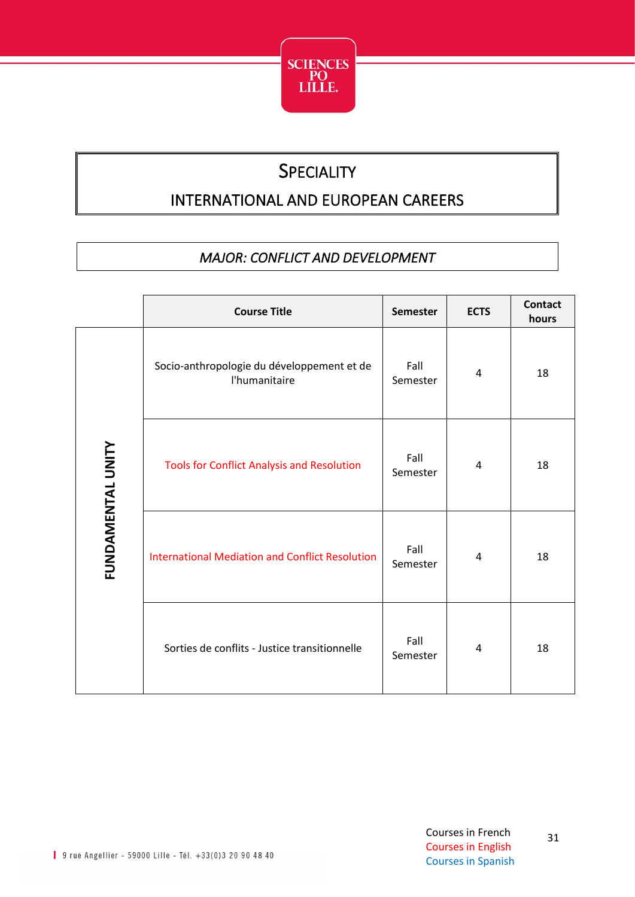# SPECIALITY

## INTERNATIONAL AND EUROPEAN CAREERS

### *MAJOR: CONFLICT AND DEVELOPMENT*

| | Course Title | Semester | ECTS | Contact hours |
|---|---|---|---|---|
| **FUNDAMENTAL UNITY** | Socio-anthropologie du développement et de l'humanitaire | Fall Semester | 4 | 18 |
| | Tools for Conflict Analysis and Resolution | Fall Semester | 4 | 18 |
| | International Mediation and Conflict Resolution | Fall Semester | 4 | 18 |
| | Sorties de conflits - Justice transitionnelle | Fall Semester | 4 | 18 |

Courses in French
Courses in English
Courses in Spanish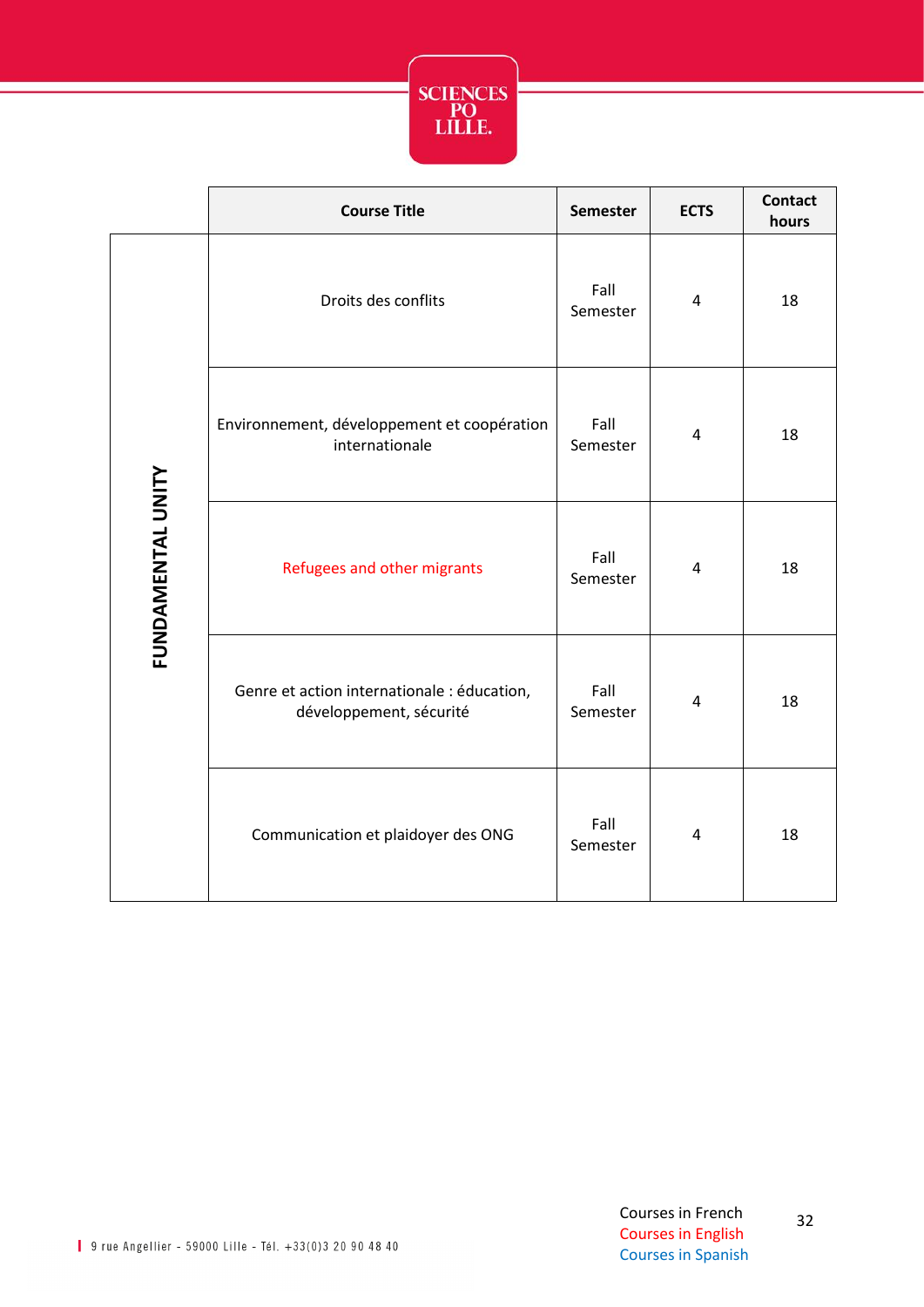|  | Course Title | Semester | ECTS | Contact hours |
|---|---|---|---|---|
| FUNDAMENTAL UNITY | Droits des conflits | Fall Semester | 4 | 18 |
|  | Environnement, développement et coopération internationale | Fall Semester | 4 | 18 |
|  | Refugees and other migrants | Fall Semester | 4 | 18 |
|  | Genre et action internationale : éducation, développement, sécurité | Fall Semester | 4 | 18 |
|  | Communication et plaidoyer des ONG | Fall Semester | 4 | 18 |

Courses in French
Courses in English
Courses in Spanish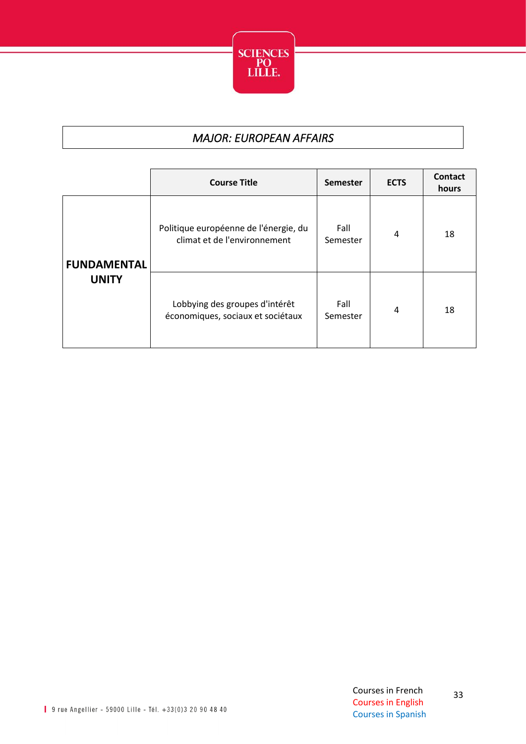*MAJOR: EUROPEAN AFFAIRS*

| | Course Title | Semester | ECTS | Contact hours |
|---|---|---|---|---|
| **FUNDAMENTAL UNITY** | Politique européenne de l'énergie, du climat et de l'environnement | Fall Semester | 4 | 18 |
| | Lobbying des groupes d'intérêt économiques, sociaux et sociétaux | Fall Semester | 4 | 18 |

Courses in French
Courses in English
Courses in Spanish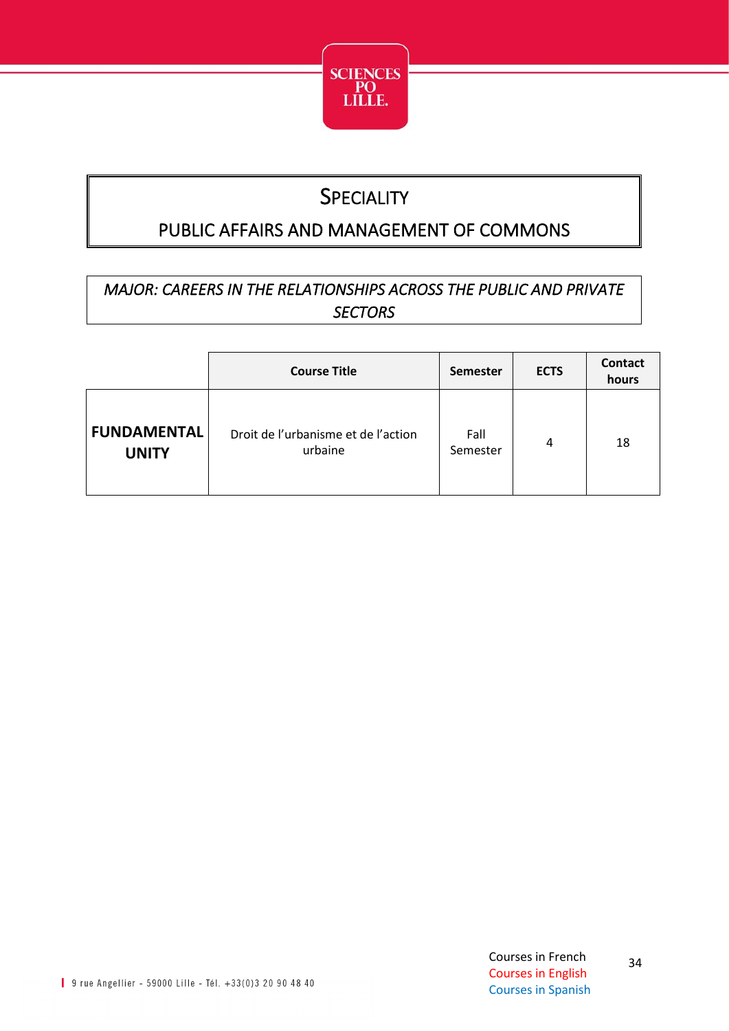# SPECIALITY

## PUBLIC AFFAIRS AND MANAGEMENT OF COMMONS

*MAJOR: CAREERS IN THE RELATIONSHIPS ACROSS THE PUBLIC AND PRIVATE SECTORS*

| | Course Title | Semester | ECTS | Contact hours |
|---|---|---|---|---|
| **FUNDAMENTAL UNITY** | Droit de l'urbanisme et de l'action urbaine | Fall Semester | 4 | 18 |

Courses in French
Courses in English
Courses in Spanish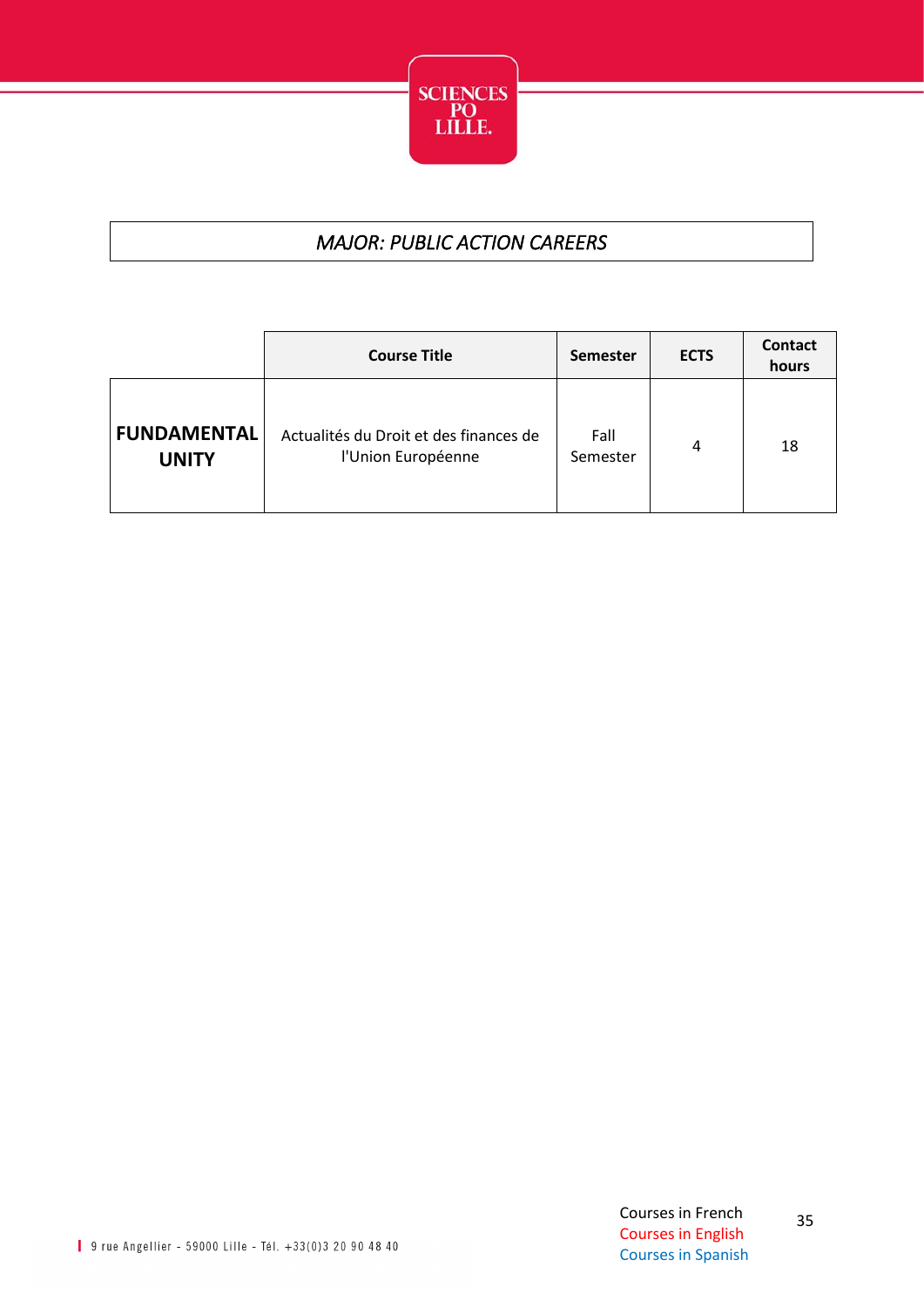*MAJOR: PUBLIC ACTION CAREERS*

| | Course Title | Semester | ECTS | Contact hours |
|---|---|---|---|---|
| **FUNDAMENTAL UNITY** | Actualités du Droit et des finances de l'Union Européenne | Fall Semester | 4 | 18 |

Courses in French
Courses in English
Courses in Spanish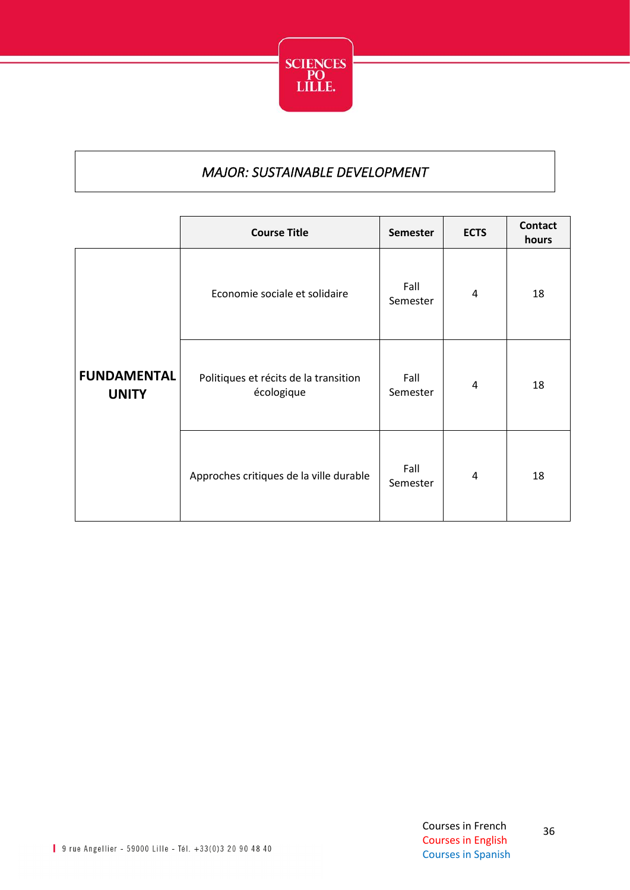*MAJOR: SUSTAINABLE DEVELOPMENT*

| | Course Title | Semester | ECTS | Contact hours |
|---|---|---|---|---|
| **FUNDAMENTAL UNITY** | Economie sociale et solidaire | Fall Semester | 4 | 18 |
| | Politiques et récits de la transition écologique | Fall Semester | 4 | 18 |
| | Approches critiques de la ville durable | Fall Semester | 4 | 18 |

Courses in French
Courses in English
Courses in Spanish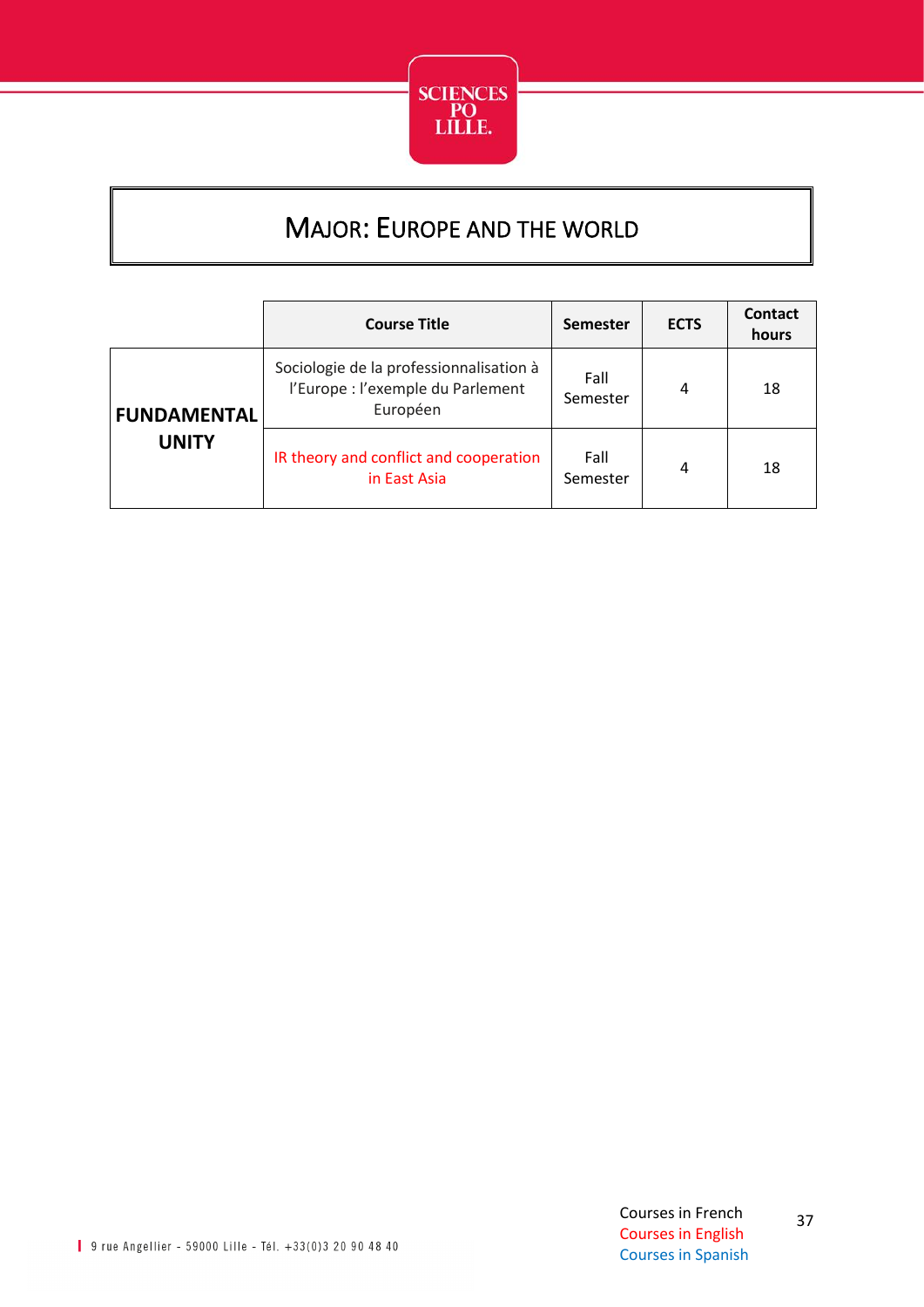# MAJOR: EUROPE AND THE WORLD

| | Course Title | Semester | ECTS | Contact hours |
|---|---|---|---|---|
| **FUNDAMENTAL UNITY** | Sociologie de la professionnalisation à l'Europe : l'exemple du Parlement Européen | Fall Semester | 4 | 18 |
| | IR theory and conflict and cooperation in East Asia | Fall Semester | 4 | 18 |

9 rue Angellier - 59000 Lille - Tél. +33(0)3 20 90 48 40

Courses in French
Courses in English
Courses in Spanish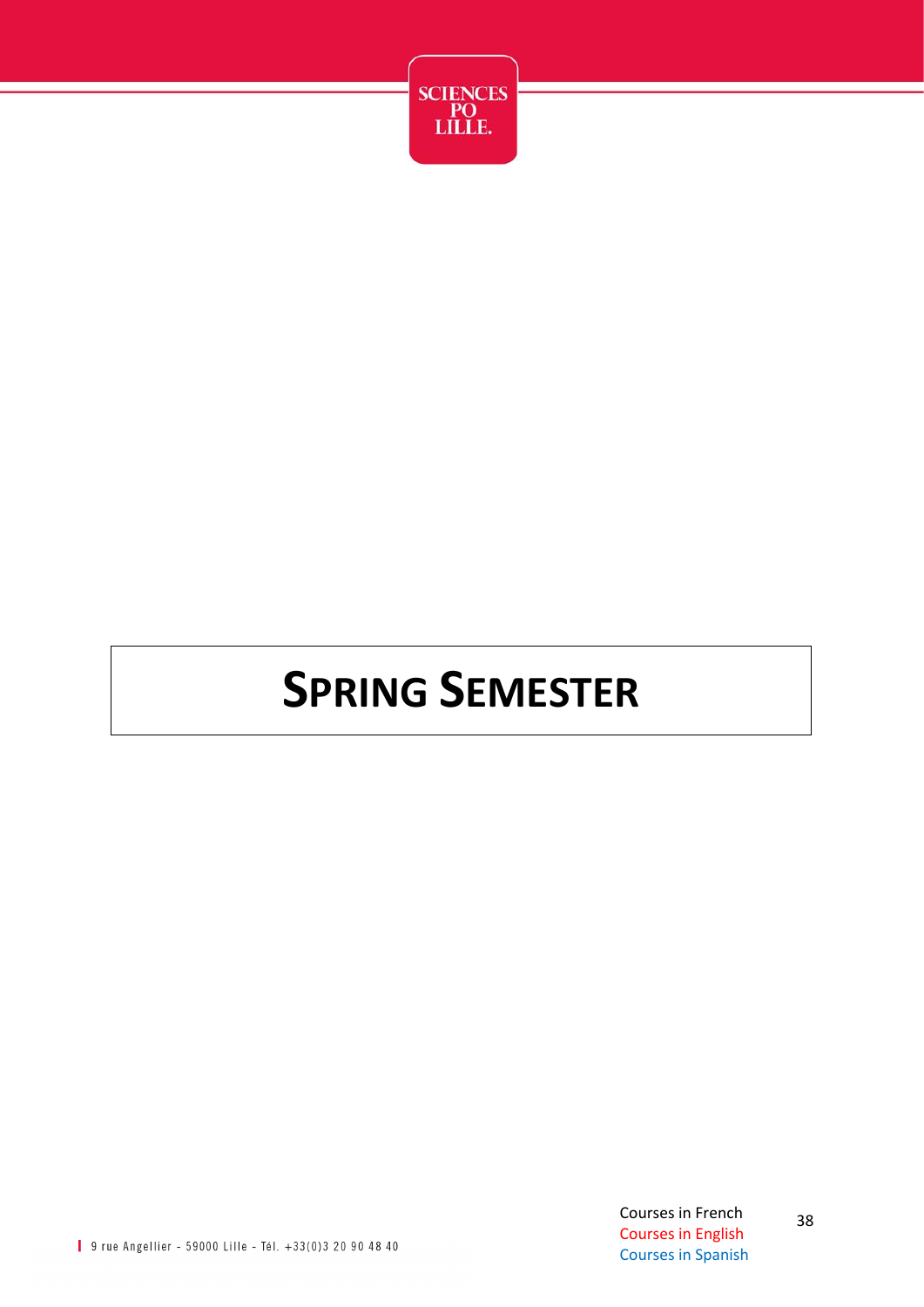# SPRING SEMESTER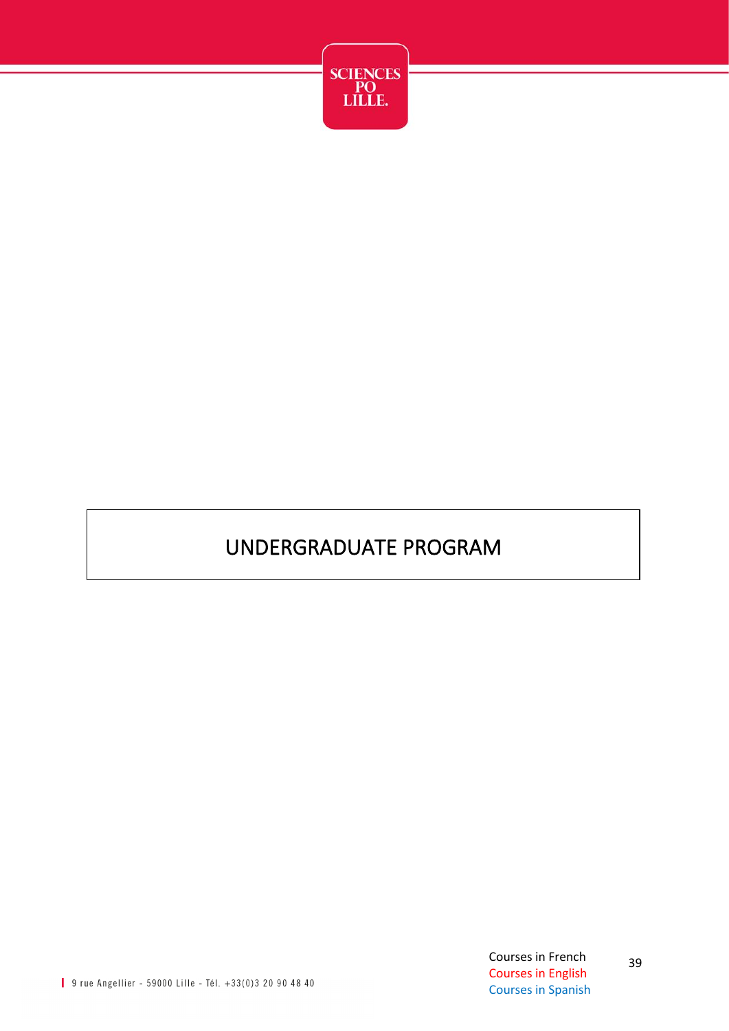# UNDERGRADUATE PROGRAM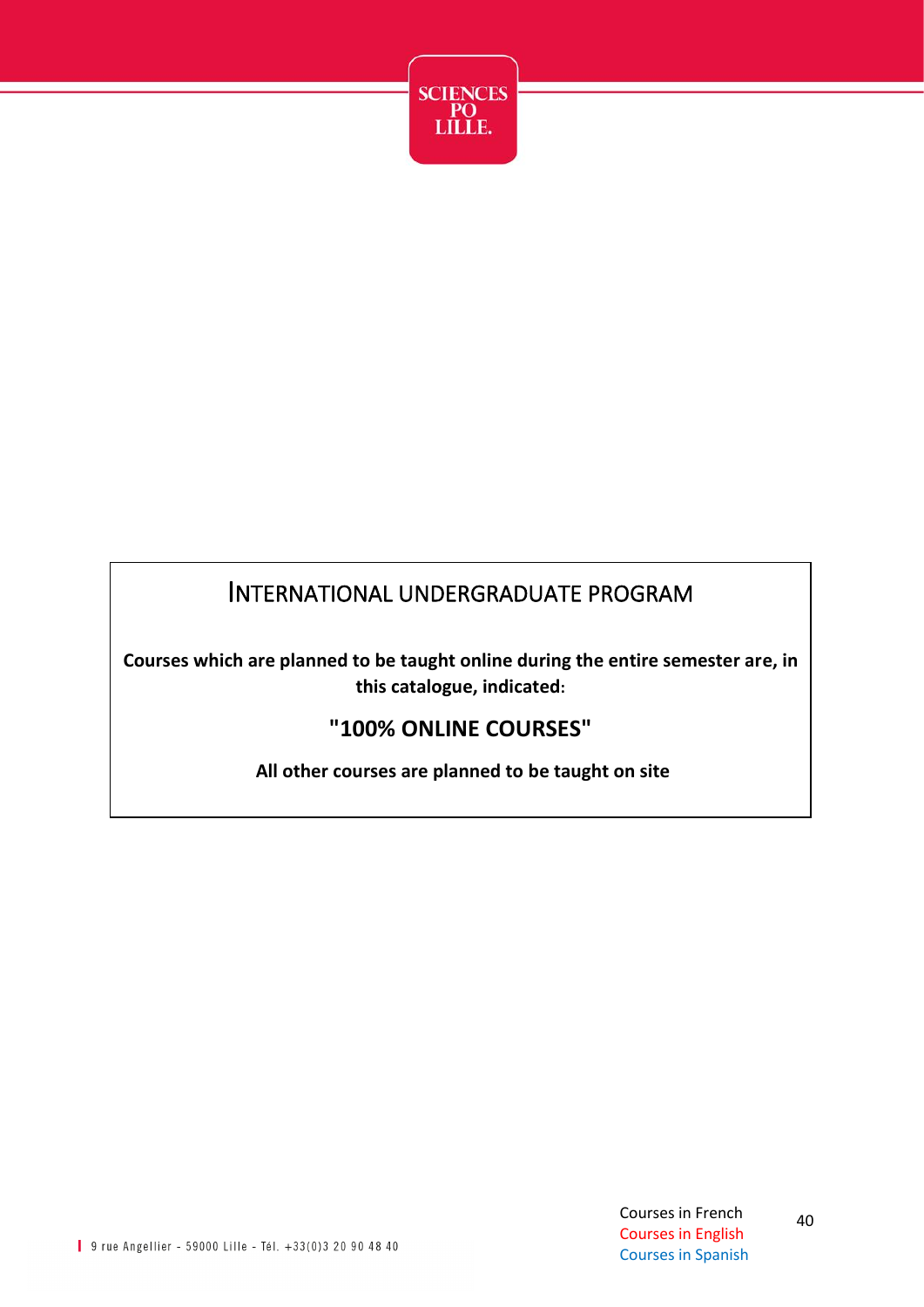# INTERNATIONAL UNDERGRADUATE PROGRAM

**Courses which are planned to be taught online during the entire semester are, in this catalogue, indicated:**

## "100% ONLINE COURSES"

**All other courses are planned to be taught on site**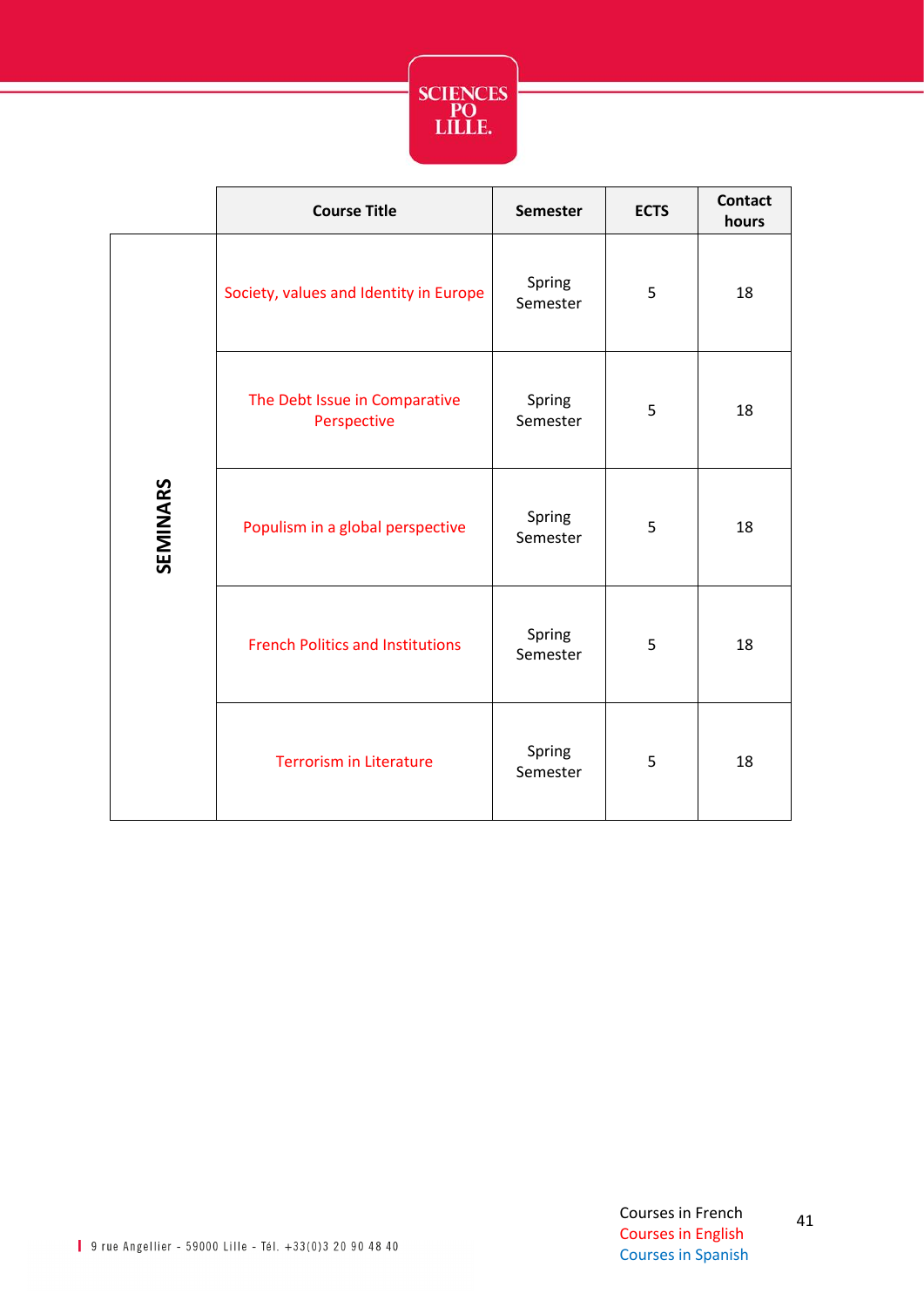| | Course Title | Semester | ECTS | Contact hours |
|---|---|---|---|---|
| SEMINARS | Society, values and Identity in Europe | Spring Semester | 5 | 18 |
| | The Debt Issue in Comparative Perspective | Spring Semester | 5 | 18 |
| | Populism in a global perspective | Spring Semester | 5 | 18 |
| | French Politics and Institutions | Spring Semester | 5 | 18 |
| | Terrorism in Literature | Spring Semester | 5 | 18 |

Courses in French
Courses in English
Courses in Spanish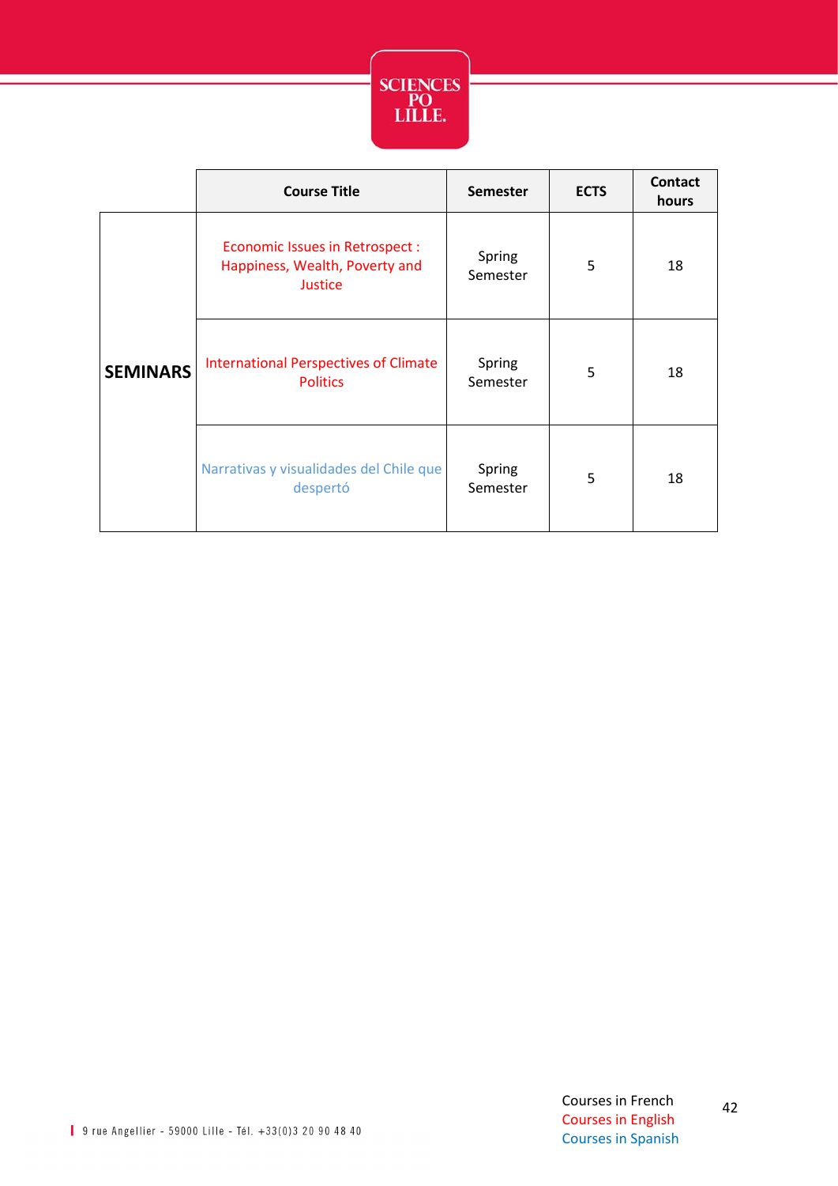| | Course Title | Semester | ECTS | Contact hours |
|---|---|---|---|---|
| **SEMINARS** | Economic Issues in Retrospect : Happiness, Wealth, Poverty and Justice | Spring Semester | 5 | 18 |
| | International Perspectives of Climate Politics | Spring Semester | 5 | 18 |
| | Narrativas y visualidades del Chile que despertó | Spring Semester | 5 | 18 |

Courses in French
Courses in English
Courses in Spanish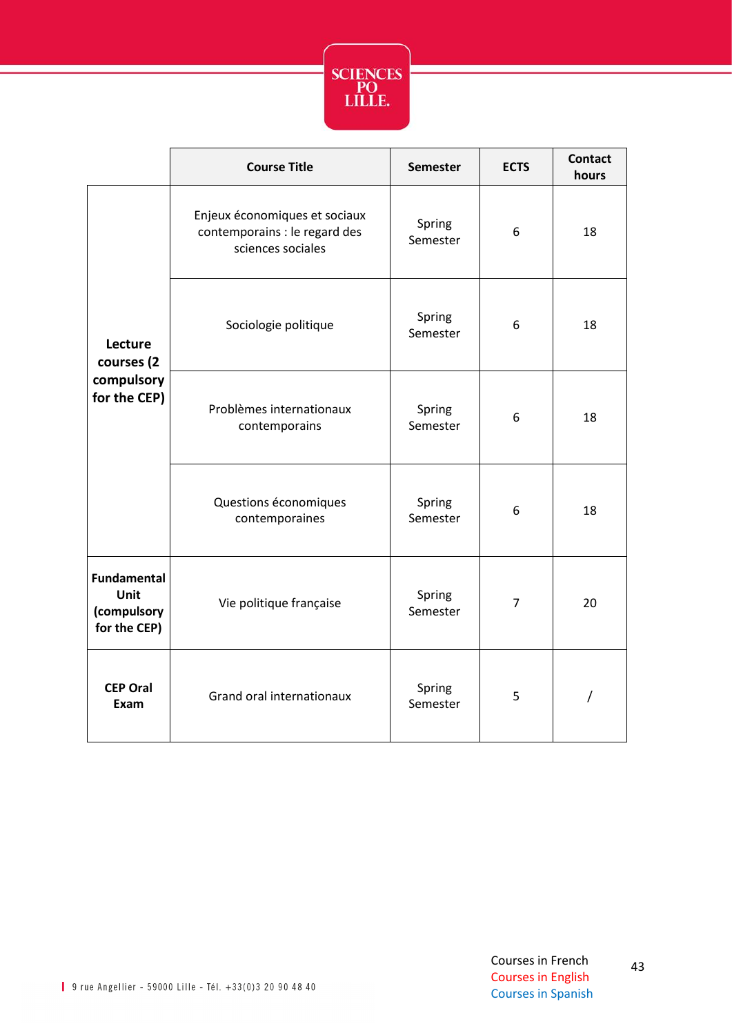| | Course Title | Semester | ECTS | Contact hours |
|---|---|---|---|---|
| **Lecture courses (2 compulsory for the CEP)** | Enjeux économiques et sociaux contemporains : le regard des sciences sociales | Spring Semester | 6 | 18 |
| | Sociologie politique | Spring Semester | 6 | 18 |
| | Problèmes internationaux contemporains | Spring Semester | 6 | 18 |
| | Questions économiques contemporaines | Spring Semester | 6 | 18 |
| **Fundamental Unit (compulsory for the CEP)** | Vie politique française | Spring Semester | 7 | 20 |
| **CEP Oral Exam** | Grand oral internationaux | Spring Semester | 5 | / |

Courses in French
Courses in English
Courses in Spanish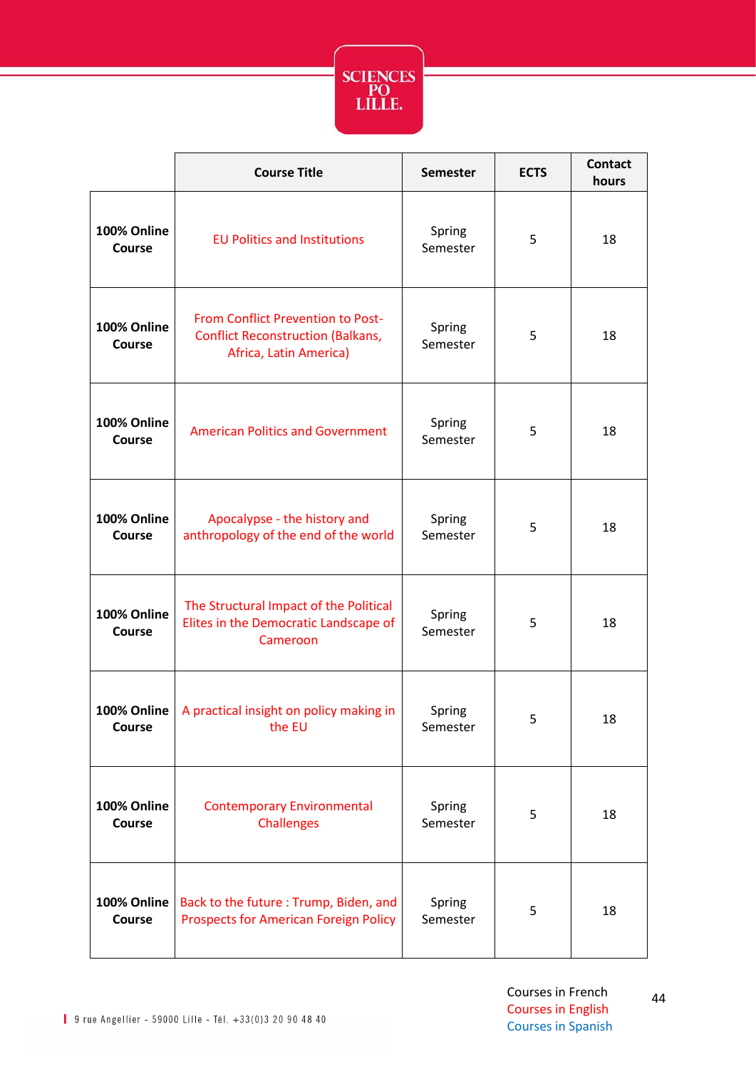| | Course Title | Semester | ECTS | Contact hours |
|---|---|---|---|---|
| **100% Online Course** | EU Politics and Institutions | Spring Semester | 5 | 18 |
| **100% Online Course** | From Conflict Prevention to Post-Conflict Reconstruction (Balkans, Africa, Latin America) | Spring Semester | 5 | 18 |
| **100% Online Course** | American Politics and Government | Spring Semester | 5 | 18 |
| **100% Online Course** | Apocalypse - the history and anthropology of the end of the world | Spring Semester | 5 | 18 |
| **100% Online Course** | The Structural Impact of the Political Elites in the Democratic Landscape of Cameroon | Spring Semester | 5 | 18 |
| **100% Online Course** | A practical insight on policy making in the EU | Spring Semester | 5 | 18 |
| **100% Online Course** | Contemporary Environmental Challenges | Spring Semester | 5 | 18 |
| **100% Online Course** | Back to the future : Trump, Biden, and Prospects for American Foreign Policy | Spring Semester | 5 | 18 |

Courses in French
Courses in English
Courses in Spanish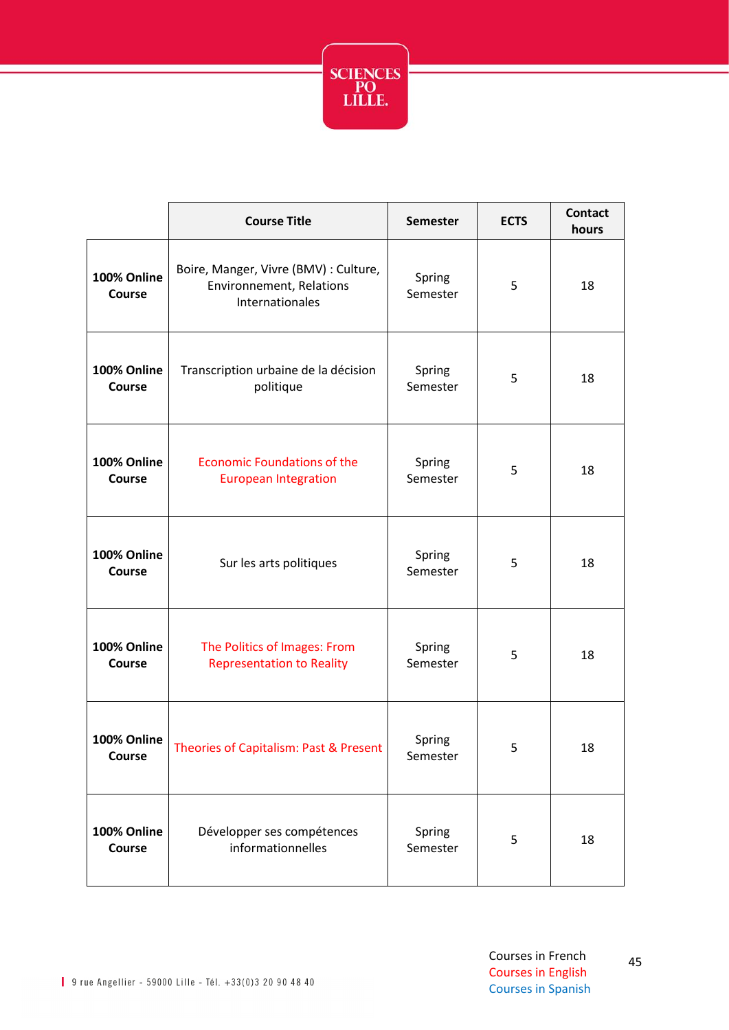| | Course Title | Semester | ECTS | Contact hours |
|---|---|---|---|---|
| **100% Online Course** | Boire, Manger, Vivre (BMV) : Culture, Environnement, Relations Internationales | Spring Semester | 5 | 18 |
| **100% Online Course** | Transcription urbaine de la décision politique | Spring Semester | 5 | 18 |
| **100% Online Course** | Economic Foundations of the European Integration | Spring Semester | 5 | 18 |
| **100% Online Course** | Sur les arts politiques | Spring Semester | 5 | 18 |
| **100% Online Course** | The Politics of Images: From Representation to Reality | Spring Semester | 5 | 18 |
| **100% Online Course** | Theories of Capitalism: Past & Present | Spring Semester | 5 | 18 |
| **100% Online Course** | Développer ses compétences informationnelles | Spring Semester | 5 | 18 |

Courses in French
Courses in English
Courses in Spanish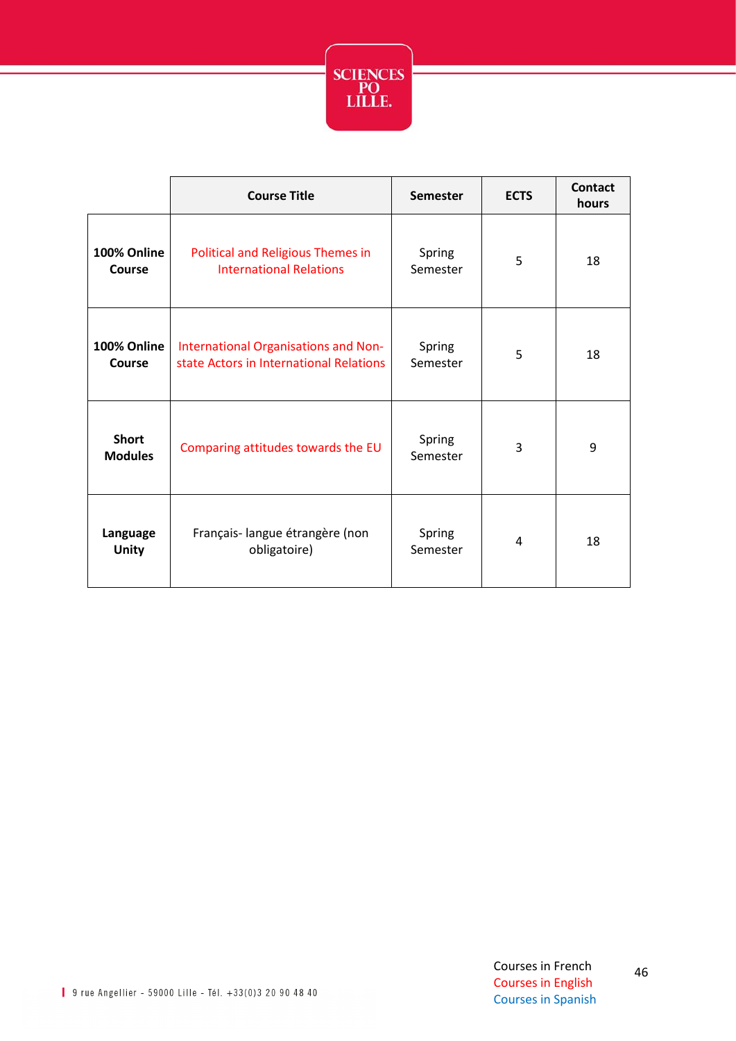| | Course Title | Semester | ECTS | Contact hours |
|---|---|---|---|---|
| **100% Online Course** | Political and Religious Themes in International Relations | Spring Semester | 5 | 18 |
| **100% Online Course** | International Organisations and Non-state Actors in International Relations | Spring Semester | 5 | 18 |
| **Short Modules** | Comparing attitudes towards the EU | Spring Semester | 3 | 9 |
| **Language Unity** | Français- langue étrangère (non obligatoire) | Spring Semester | 4 | 18 |

Courses in French
Courses in English
Courses in Spanish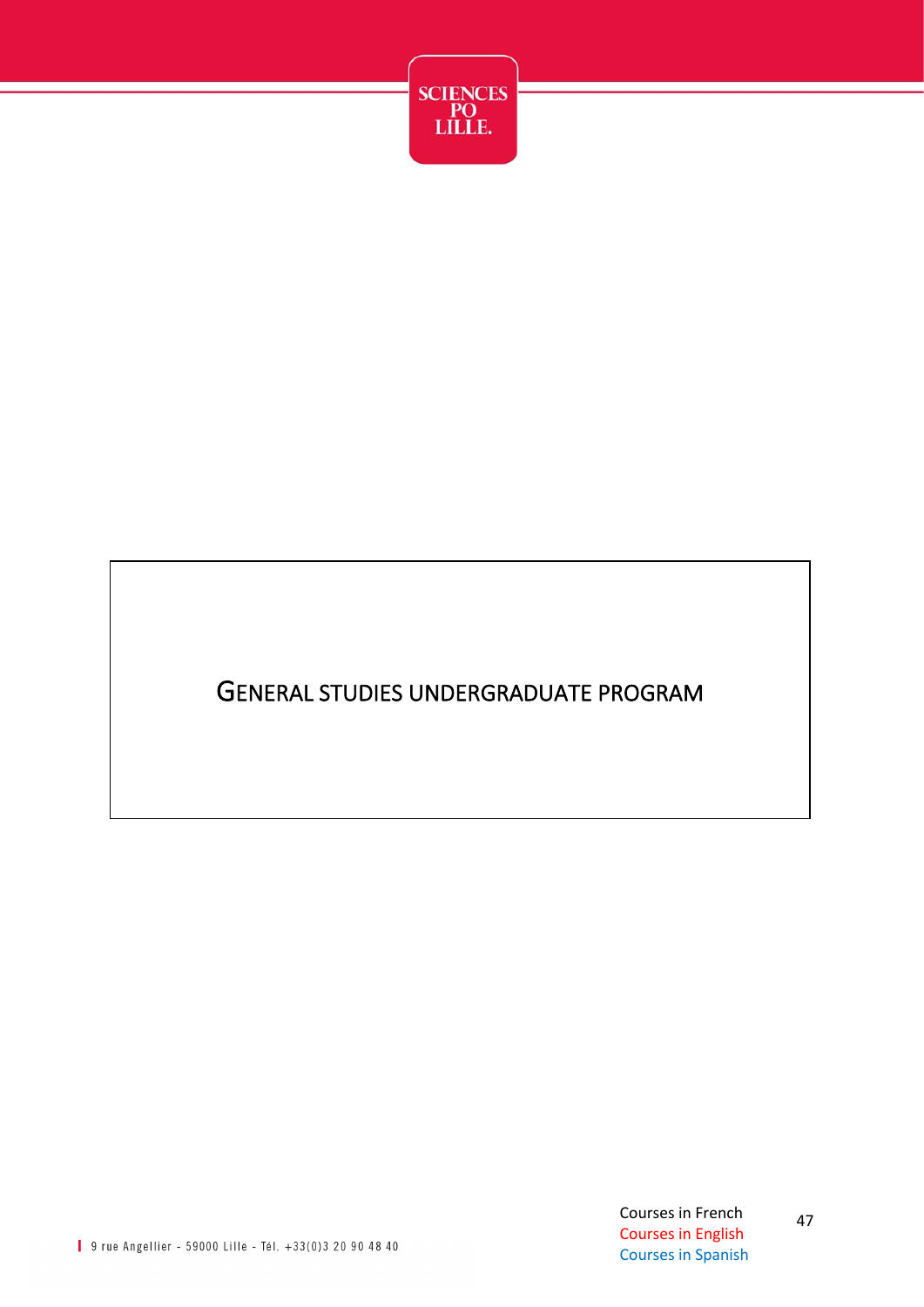# GENERAL STUDIES UNDERGRADUATE PROGRAM

Courses in French
Courses in English
Courses in Spanish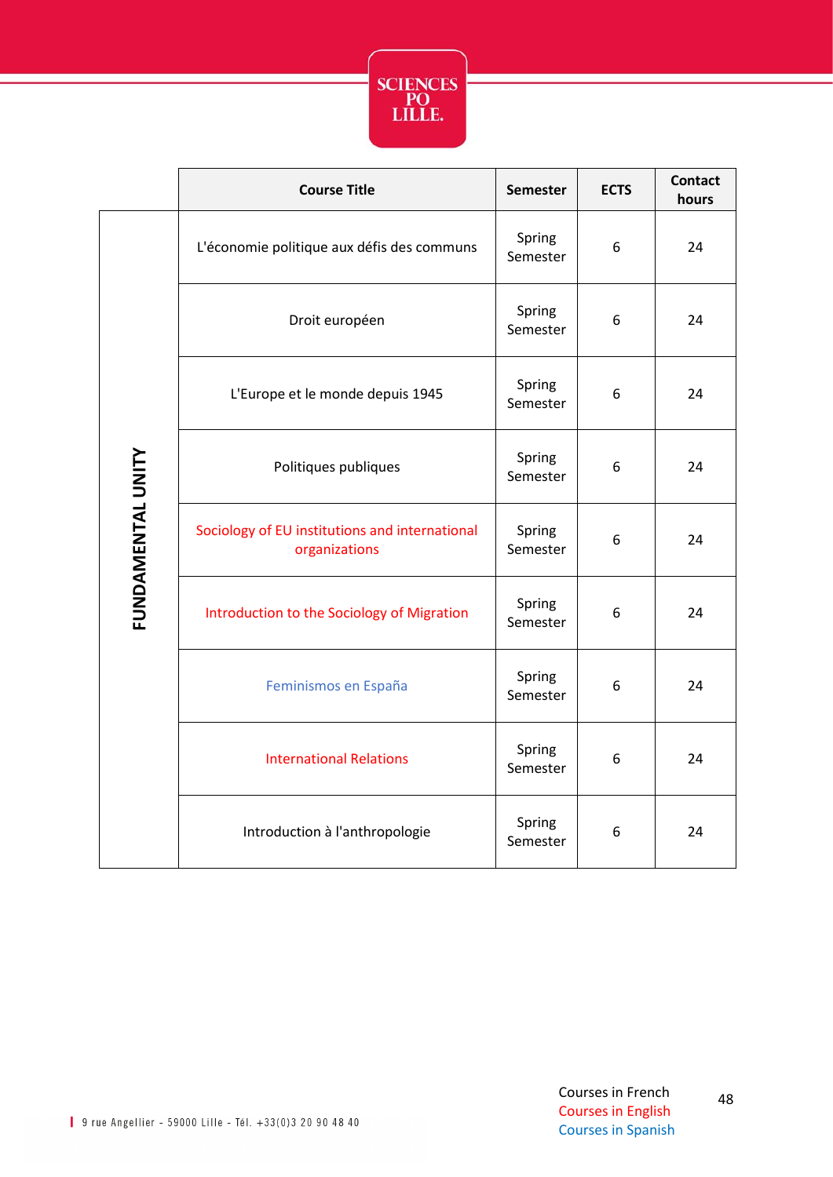| | Course Title | Semester | ECTS | Contact hours |
|---|---|---|---|---|
| FUNDAMENTAL UNITY | L'économie politique aux défis des communs | Spring Semester | 6 | 24 |
| | Droit européen | Spring Semester | 6 | 24 |
| | L'Europe et le monde depuis 1945 | Spring Semester | 6 | 24 |
| | Politiques publiques | Spring Semester | 6 | 24 |
| | Sociology of EU institutions and international organizations | Spring Semester | 6 | 24 |
| | Introduction to the Sociology of Migration | Spring Semester | 6 | 24 |
| | Feminismos en España | Spring Semester | 6 | 24 |
| | International Relations | Spring Semester | 6 | 24 |
| | Introduction à l'anthropologie | Spring Semester | 6 | 24 |

Courses in French
Courses in English
Courses in Spanish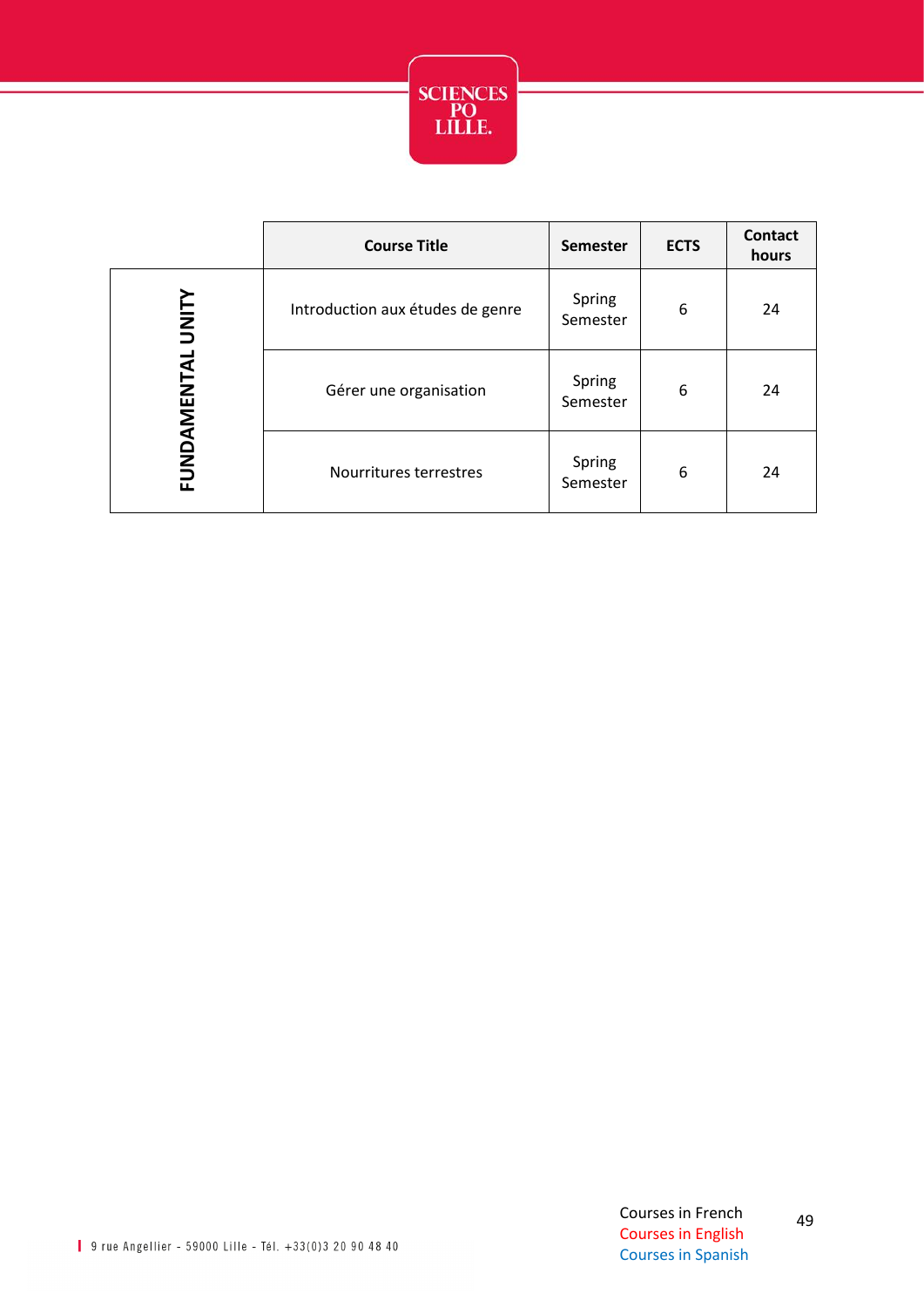| | Course Title | Semester | ECTS | Contact hours |
|---|---|---|---|---|
| FUNDAMENTAL UNITY | Introduction aux études de genre | Spring Semester | 6 | 24 |
| | Gérer une organisation | Spring Semester | 6 | 24 |
| | Nourritures terrestres | Spring Semester | 6 | 24 |

9 rue Angellier - 59000 Lille - Tél. +33(0)3 20 90 48 40

Courses in French
Courses in English
Courses in Spanish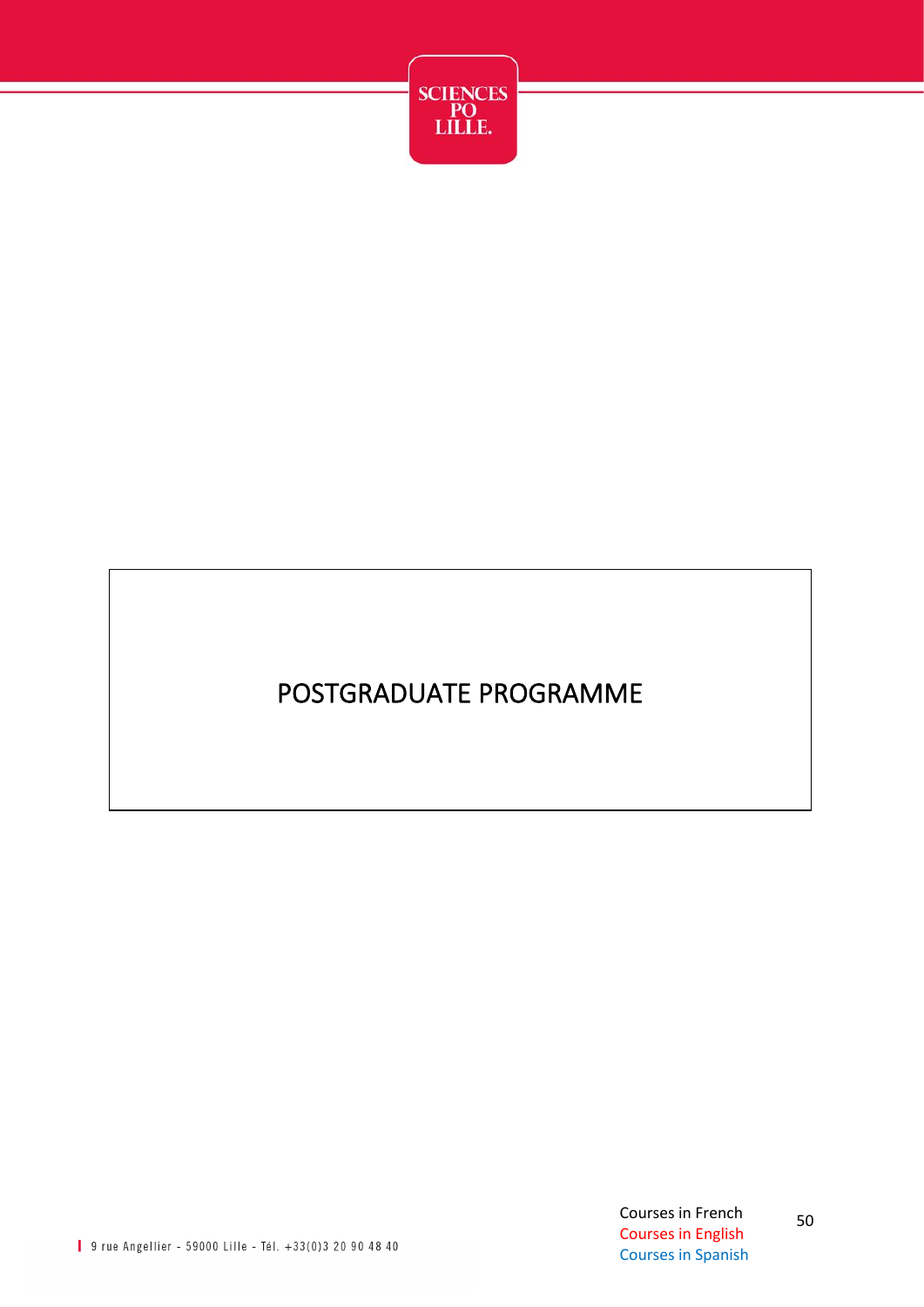# POSTGRADUATE PROGRAMME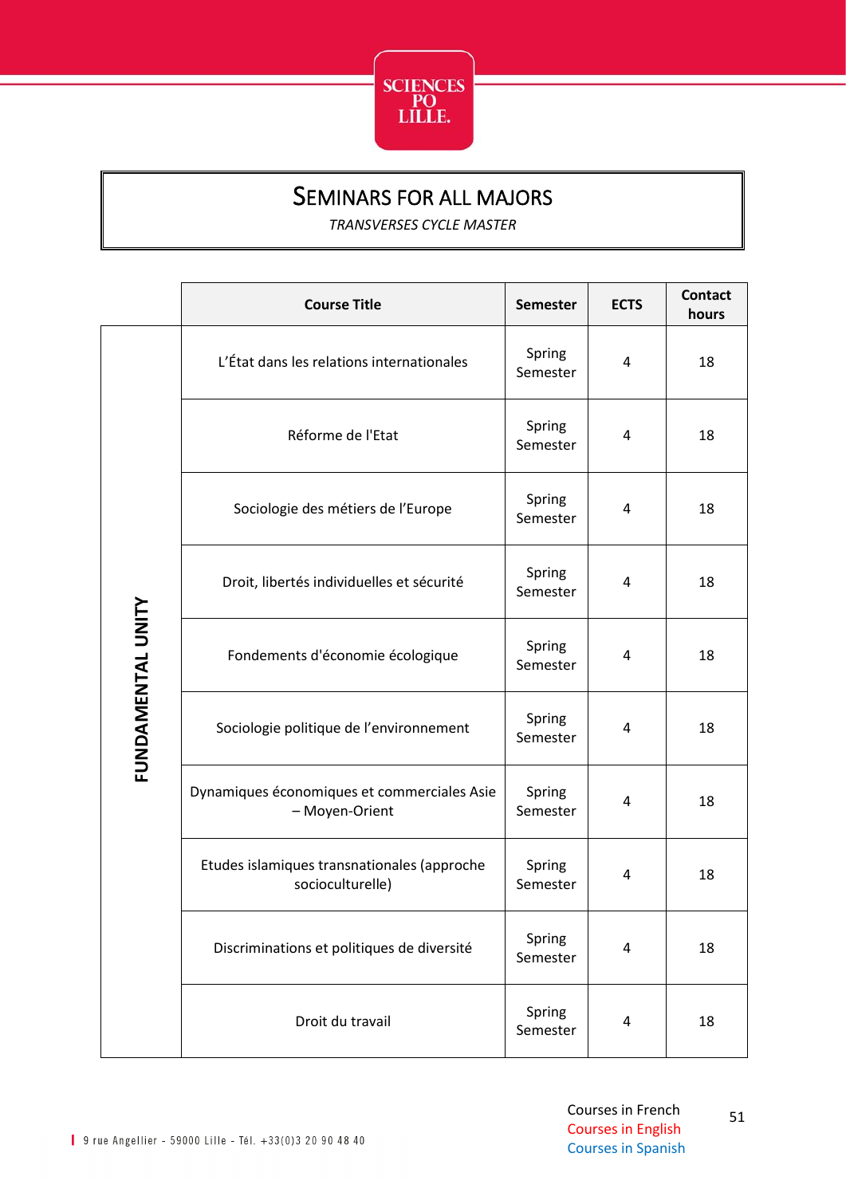# Seminars for all majors

*TRANSVERSES CYCLE MASTER*

| | Course Title | Semester | ECTS | Contact hours |
|---|---|---|---|---|
| **FUNDAMENTAL UNITY** | L'État dans les relations internationales | Spring Semester | 4 | 18 |
| | Réforme de l'Etat | Spring Semester | 4 | 18 |
| | Sociologie des métiers de l'Europe | Spring Semester | 4 | 18 |
| | Droit, libertés individuelles et sécurité | Spring Semester | 4 | 18 |
| | Fondements d'économie écologique | Spring Semester | 4 | 18 |
| | Sociologie politique de l'environnement | Spring Semester | 4 | 18 |
| | Dynamiques économiques et commerciales Asie – Moyen-Orient | Spring Semester | 4 | 18 |
| | Etudes islamiques transnationales (approche socioculturelle) | Spring Semester | 4 | 18 |
| | Discriminations et politiques de diversité | Spring Semester | 4 | 18 |
| | Droit du travail | Spring Semester | 4 | 18 |

Courses in French
Courses in English
Courses in Spanish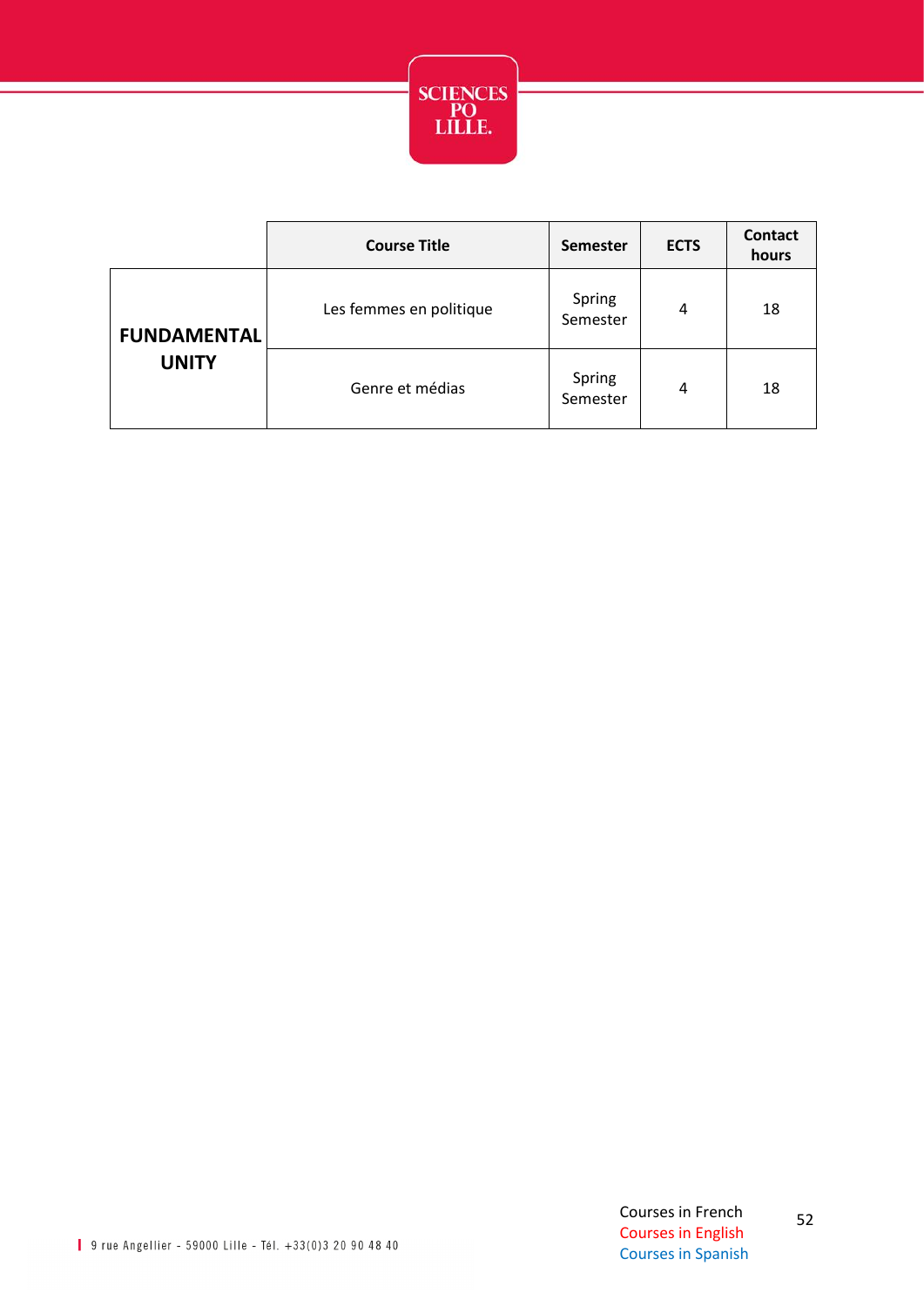| | Course Title | Semester | ECTS | Contact hours |
|---|---|---|---|---|
| **FUNDAMENTAL UNITY** | Les femmes en politique | Spring Semester | 4 | 18 |
| | Genre et médias | Spring Semester | 4 | 18 |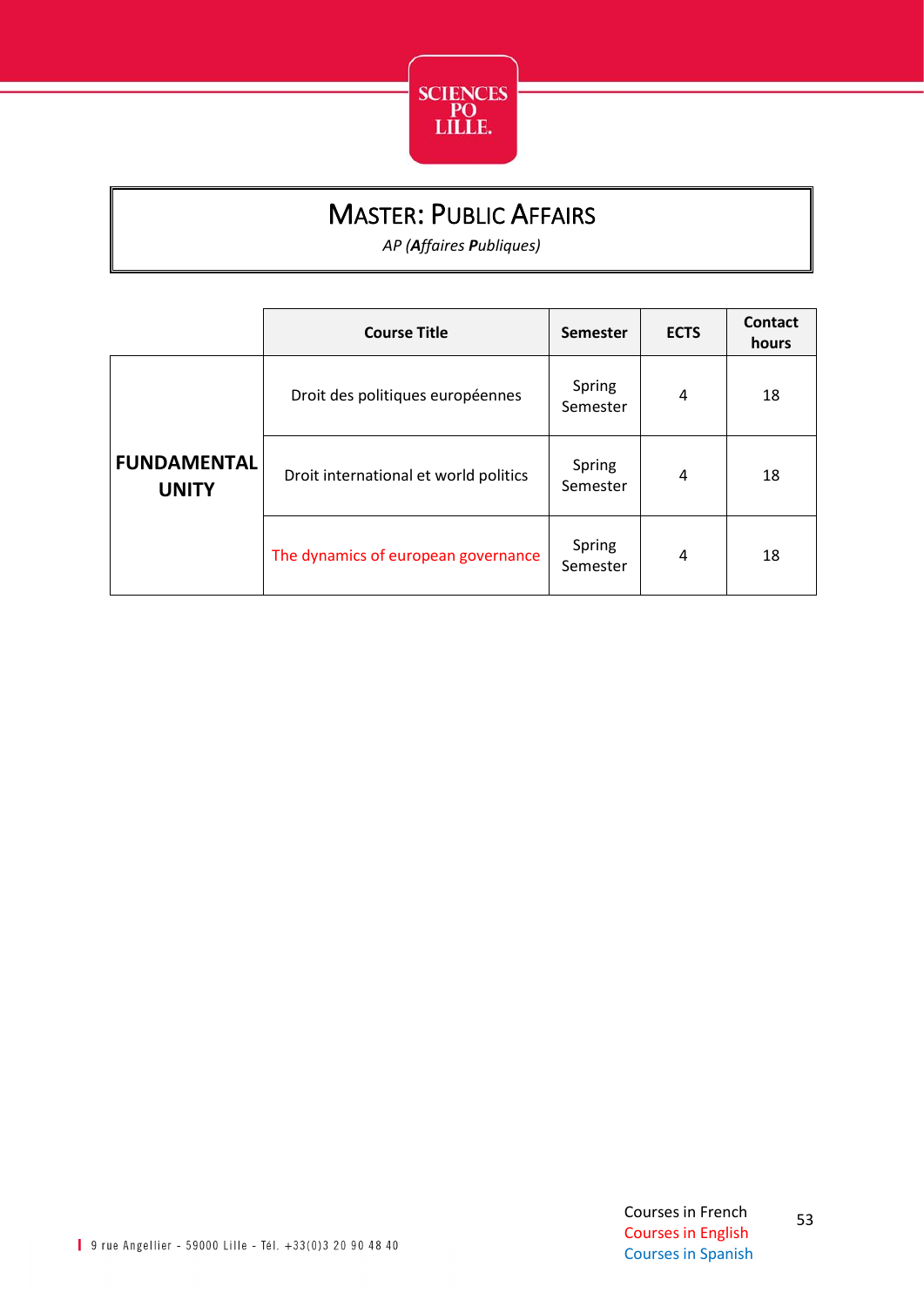# MASTER: PUBLIC AFFAIRS

*AP (**A**ffaires **P**ubliques)*

| | Course Title | Semester | ECTS | Contact hours |
|---|---|---|---|---|
| **FUNDAMENTAL UNITY** | Droit des politiques européennes | Spring Semester | 4 | 18 |
| | Droit international et world politics | Spring Semester | 4 | 18 |
| | The dynamics of european governance | Spring Semester | 4 | 18 |

9 rue Angellier - 59000 Lille - Tél. +33(0)3 20 90 48 40

Courses in French
Courses in English
Courses in Spanish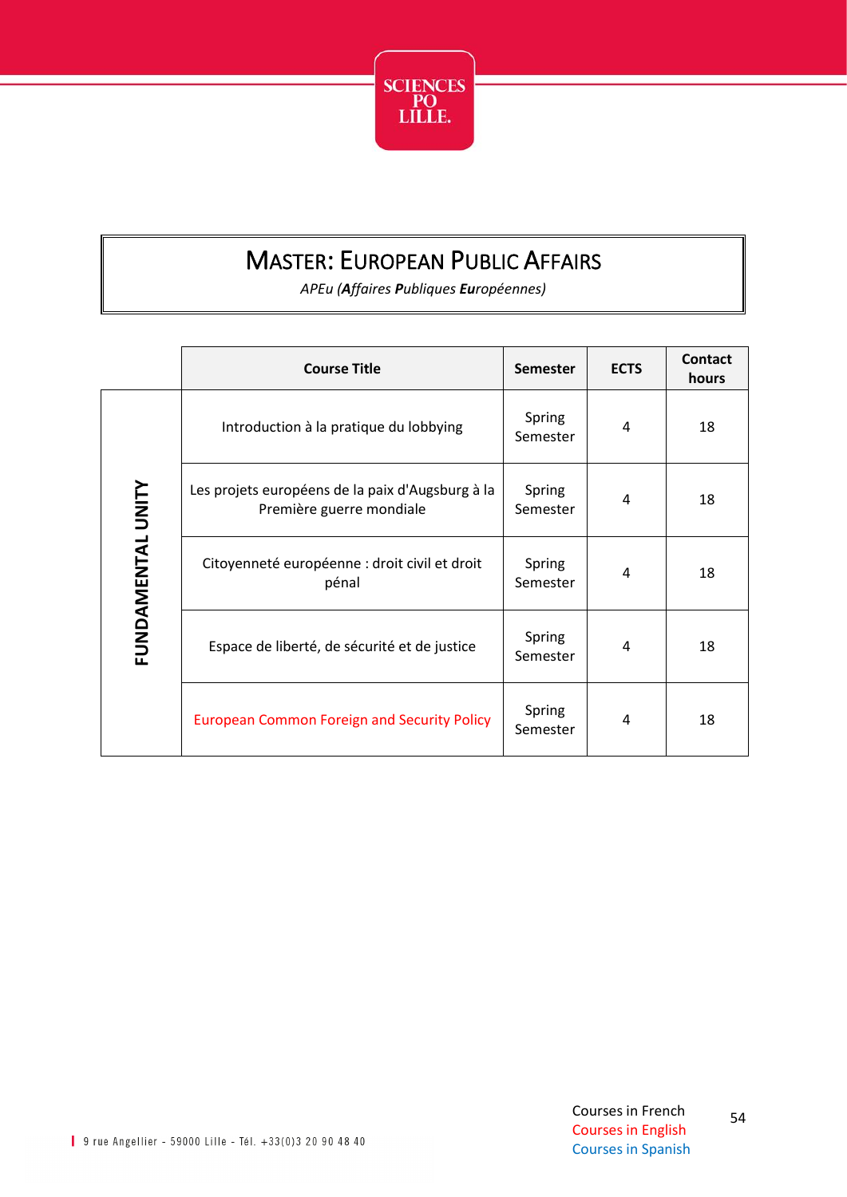# MASTER: EUROPEAN PUBLIC AFFAIRS

*APEu (**A**ffaires **P**ubliques **Eu**ropéennes)*

| | Course Title | Semester | ECTS | Contact hours |
|---|---|---|---|---|
| FUNDAMENTAL UNITY | Introduction à la pratique du lobbying | Spring Semester | 4 | 18 |
| | Les projets européens de la paix d'Augsburg à la Première guerre mondiale | Spring Semester | 4 | 18 |
| | Citoyenneté européenne : droit civil et droit pénal | Spring Semester | 4 | 18 |
| | Espace de liberté, de sécurité et de justice | Spring Semester | 4 | 18 |
| | European Common Foreign and Security Policy | Spring Semester | 4 | 18 |

Courses in French
Courses in English
Courses in Spanish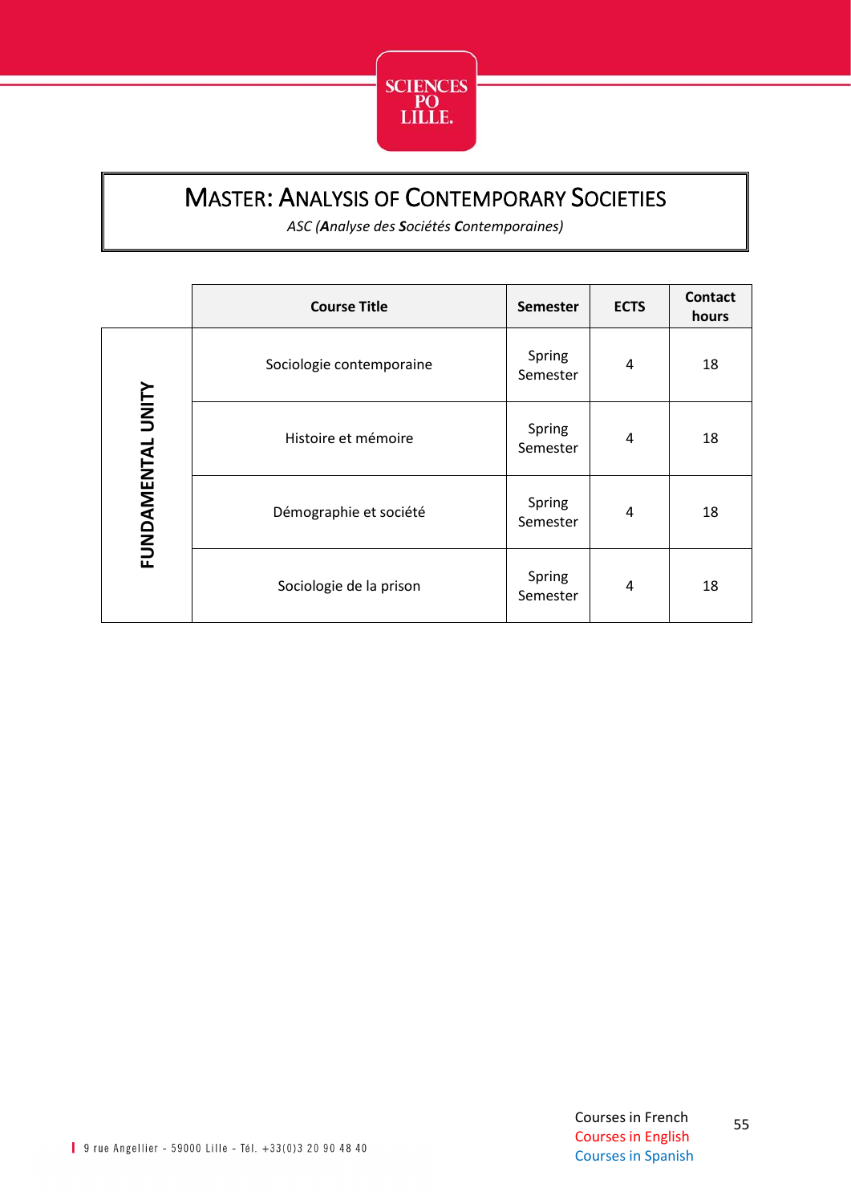# Master: Analysis of Contemporary Societies

*ASC (**A**nalyse des **S**ociétés **C**ontemporaines)*

| | Course Title | Semester | ECTS | Contact hours |
|---|---|---|---|---|
| **FUNDAMENTAL UNITY** | Sociologie contemporaine | Spring Semester | 4 | 18 |
| | Histoire et mémoire | Spring Semester | 4 | 18 |
| | Démographie et société | Spring Semester | 4 | 18 |
| | Sociologie de la prison | Spring Semester | 4 | 18 |

Courses in French
Courses in English
Courses in Spanish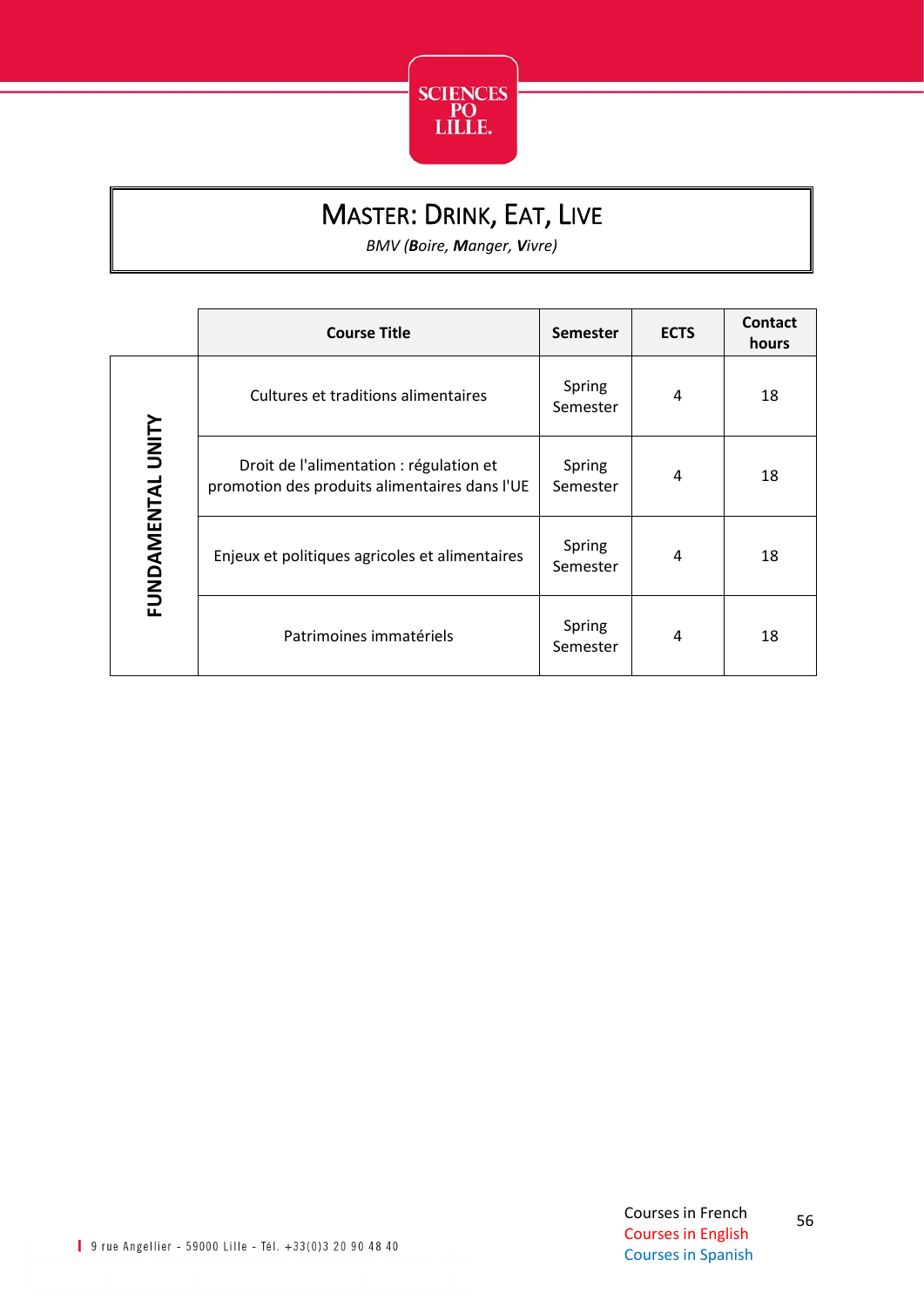# Master: Drink, Eat, Live

*BMV (**B**oire, **M**anger, **V**ivre)*

| | Course Title | Semester | ECTS | Contact hours |
|---|---|---|---|---|
| FUNDAMENTAL UNITY | Cultures et traditions alimentaires | Spring Semester | 4 | 18 |
| | Droit de l'alimentation : régulation et promotion des produits alimentaires dans l'UE | Spring Semester | 4 | 18 |
| | Enjeux et politiques agricoles et alimentaires | Spring Semester | 4 | 18 |
| | Patrimoines immatériels | Spring Semester | 4 | 18 |

Courses in French
Courses in English
Courses in Spanish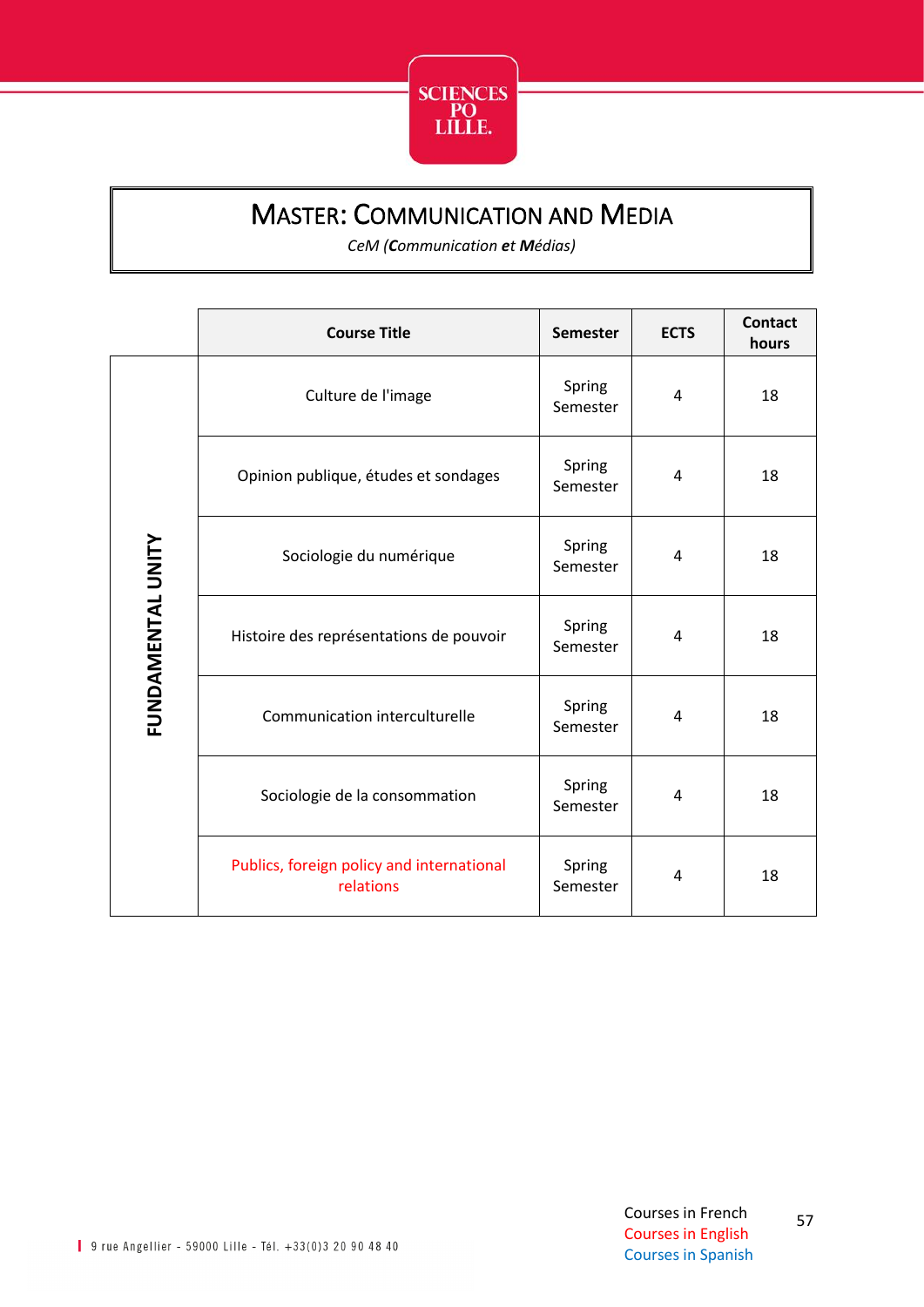# Master: Communication and Media

*CeM (**C**ommunication et **M**édias)*

| | Course Title | Semester | ECTS | Contact hours |
|---|---|---|---|---|
| FUNDAMENTAL UNITY | Culture de l'image | Spring Semester | 4 | 18 |
| | Opinion publique, études et sondages | Spring Semester | 4 | 18 |
| | Sociologie du numérique | Spring Semester | 4 | 18 |
| | Histoire des représentations de pouvoir | Spring Semester | 4 | 18 |
| | Communication interculturelle | Spring Semester | 4 | 18 |
| | Sociologie de la consommation | Spring Semester | 4 | 18 |
| | Publics, foreign policy and international relations | Spring Semester | 4 | 18 |

Courses in French
Courses in English
Courses in Spanish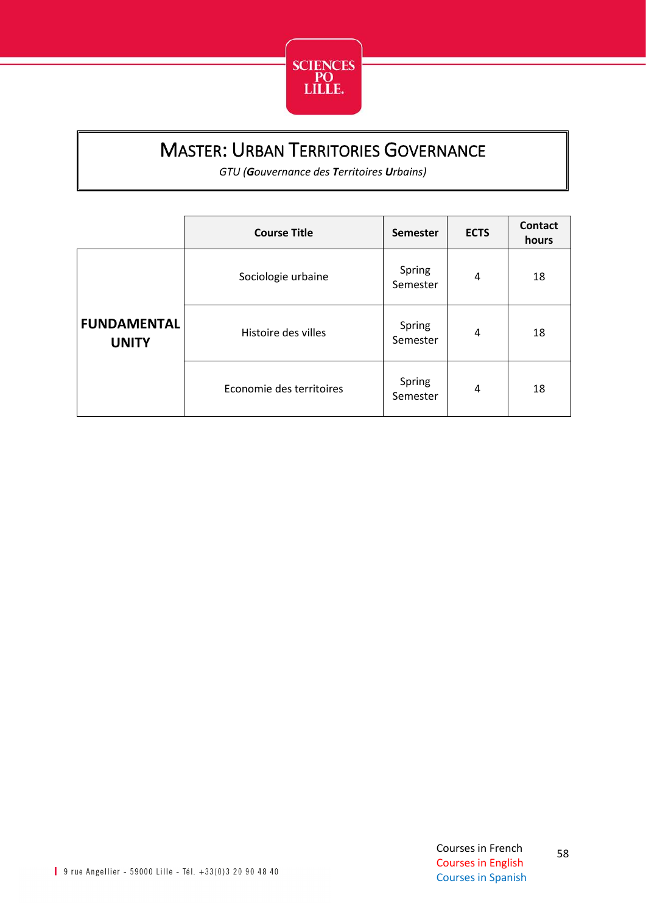# Master: Urban Territories Governance

*GTU (**G**ouvernance des **T**erritoires **U**rbains)*

| | Course Title | Semester | ECTS | Contact hours |
|---|---|---|---|---|
| **FUNDAMENTAL UNITY** | Sociologie urbaine | Spring Semester | 4 | 18 |
| | Histoire des villes | Spring Semester | 4 | 18 |
| | Economie des territoires | Spring Semester | 4 | 18 |

Courses in French
Courses in English
Courses in Spanish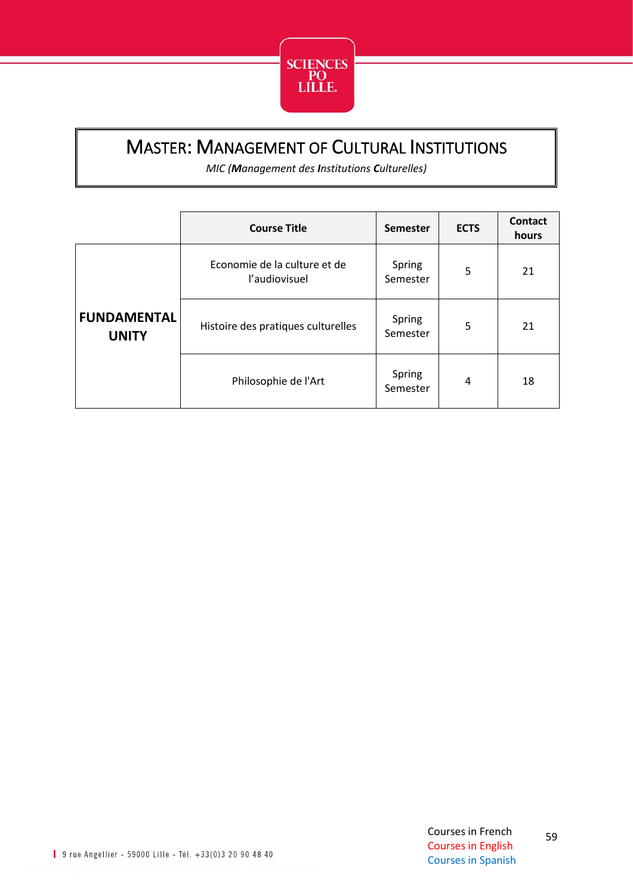# MASTER: MANAGEMENT OF CULTURAL INSTITUTIONS

*MIC (**M**anagement des **I**nstitutions **C**ulturelles)*

| | Course Title | Semester | ECTS | Contact hours |
|---|---|---|---|---|
| **FUNDAMENTAL UNITY** | Economie de la culture et de l'audiovisuel | Spring Semester | 5 | 21 |
| | Histoire des pratiques culturelles | Spring Semester | 5 | 21 |
| | Philosophie de l'Art | Spring Semester | 4 | 18 |

Courses in French
Courses in English
Courses in Spanish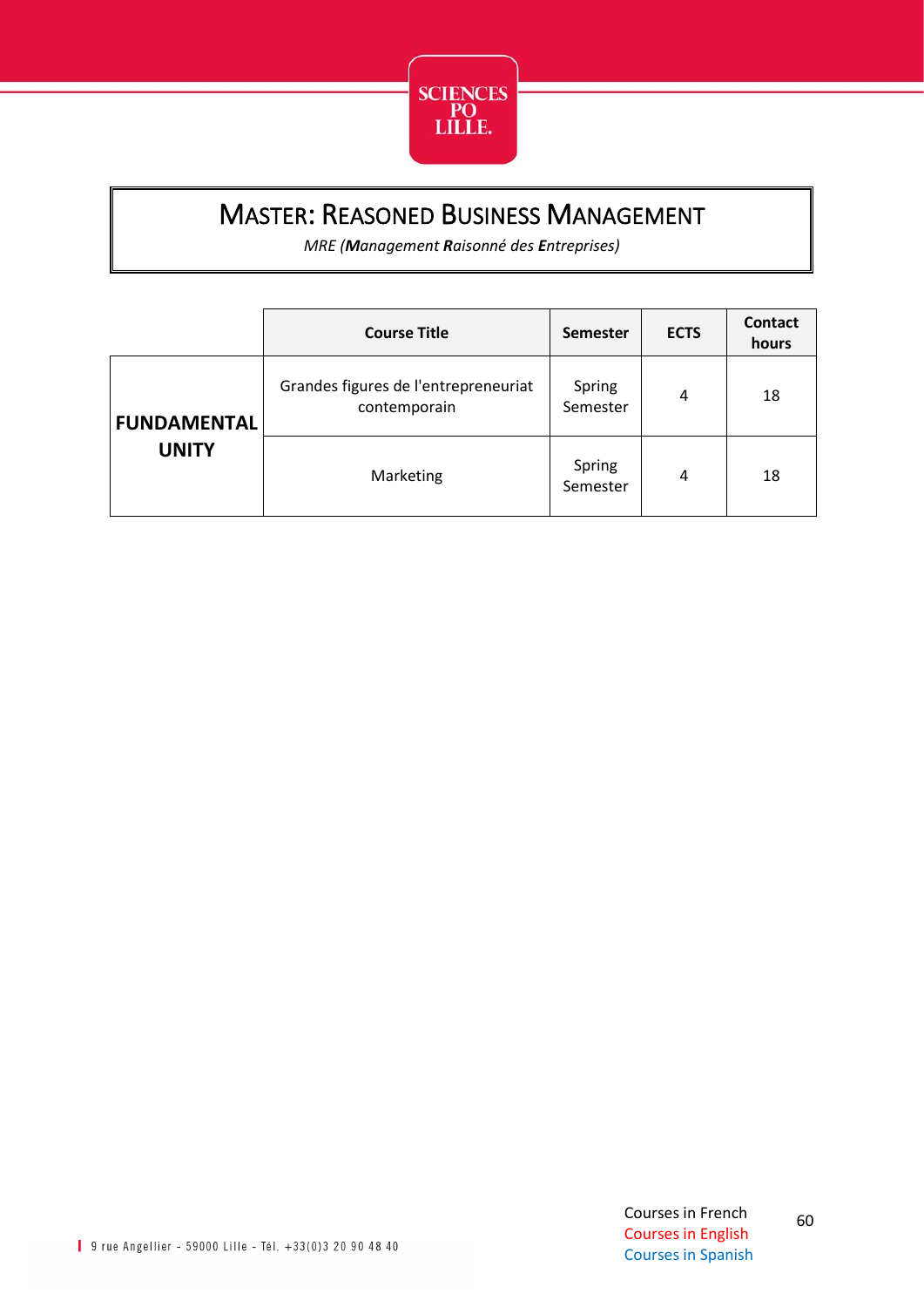# Master: Reasoned Business Management

*MRE (**M**anagement **R**aisonné des **E**ntreprises)*

| | Course Title | Semester | ECTS | Contact hours |
|---|---|---|---|---|
| **FUNDAMENTAL UNITY** | Grandes figures de l'entrepreneuriat contemporain | Spring Semester | 4 | 18 |
| | Marketing | Spring Semester | 4 | 18 |

Courses in French
Courses in English
Courses in Spanish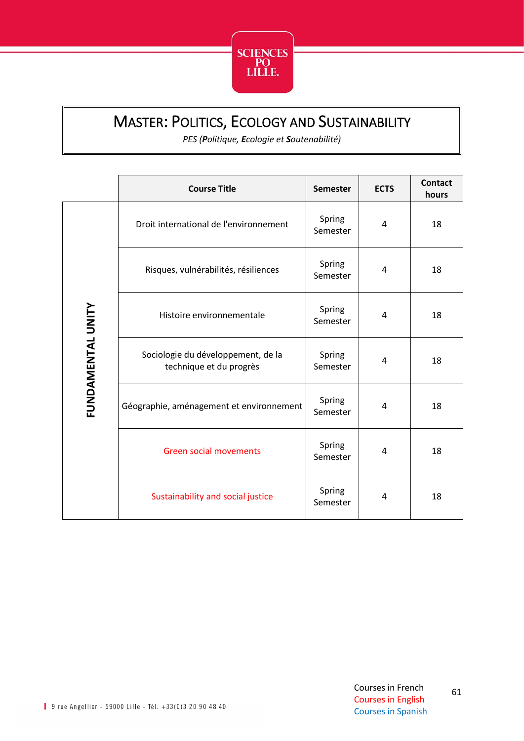# MASTER: POLITICS, ECOLOGY AND SUSTAINABILITY

*PES (**P**olitique, **E**cologie et **S**outenabilité)*

| | Course Title | Semester | ECTS | Contact hours |
|---|---|---|---|---|
| FUNDAMENTAL UNITY | Droit international de l'environnement | Spring Semester | 4 | 18 |
| | Risques, vulnérabilités, résiliences | Spring Semester | 4 | 18 |
| | Histoire environnementale | Spring Semester | 4 | 18 |
| | Sociologie du développement, de la technique et du progrès | Spring Semester | 4 | 18 |
| | Géographie, aménagement et environnement | Spring Semester | 4 | 18 |
| | Green social movements | Spring Semester | 4 | 18 |
| | Sustainability and social justice | Spring Semester | 4 | 18 |

Courses in French
Courses in English
Courses in Spanish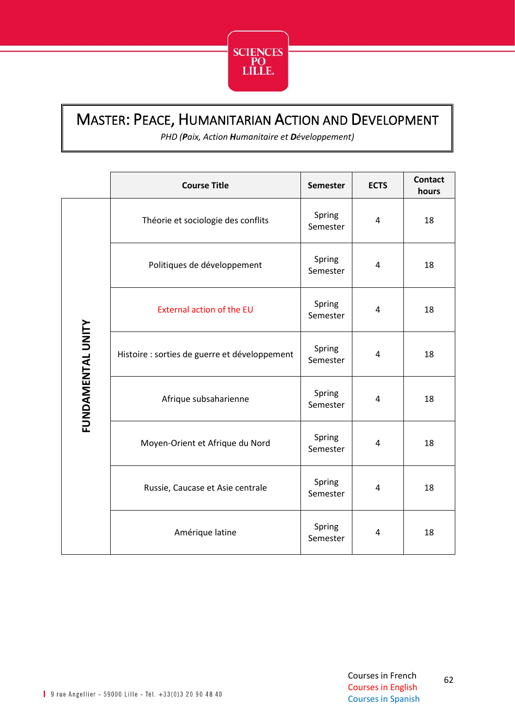# MASTER: PEACE, HUMANITARIAN ACTION AND DEVELOPMENT

*PHD (**P**aix, Action **H**umanitaire et **D**éveloppement)*

| | Course Title | Semester | ECTS | Contact hours |
|---|---|---|---|---|
| FUNDAMENTAL UNITY | Théorie et sociologie des conflits | Spring Semester | 4 | 18 |
| | Politiques de développement | Spring Semester | 4 | 18 |
| | External action of the EU | Spring Semester | 4 | 18 |
| | Histoire : sorties de guerre et développement | Spring Semester | 4 | 18 |
| | Afrique subsaharienne | Spring Semester | 4 | 18 |
| | Moyen-Orient et Afrique du Nord | Spring Semester | 4 | 18 |
| | Russie, Caucase et Asie centrale | Spring Semester | 4 | 18 |
| | Amérique latine | Spring Semester | 4 | 18 |

Courses in French
Courses in English
Courses in Spanish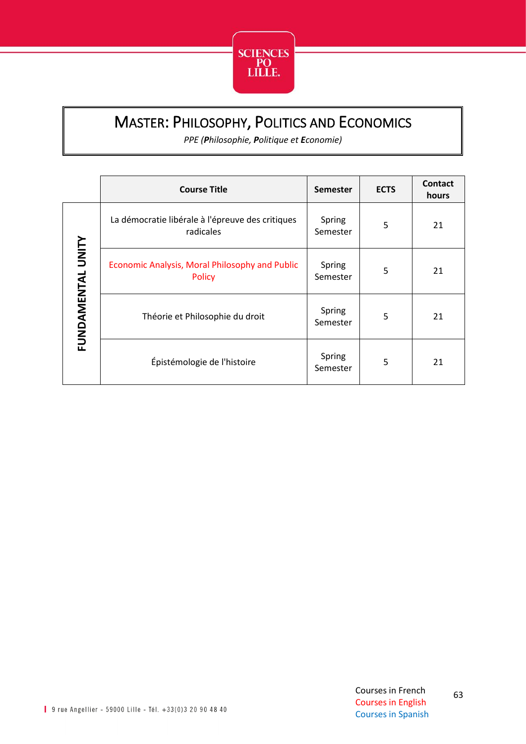# MASTER: PHILOSOPHY, POLITICS AND ECONOMICS

*PPE (**P**hilosophie, **P**olitique et **E**conomie)*

| | Course Title | Semester | ECTS | Contact hours |
|---|---|---|---|---|
| FUNDAMENTAL UNITY | La démocratie libérale à l'épreuve des critiques radicales | Spring Semester | 5 | 21 |
| | Economic Analysis, Moral Philosophy and Public Policy | Spring Semester | 5 | 21 |
| | Théorie et Philosophie du droit | Spring Semester | 5 | 21 |
| | Épistémologie de l'histoire | Spring Semester | 5 | 21 |

Courses in French
Courses in English
Courses in Spanish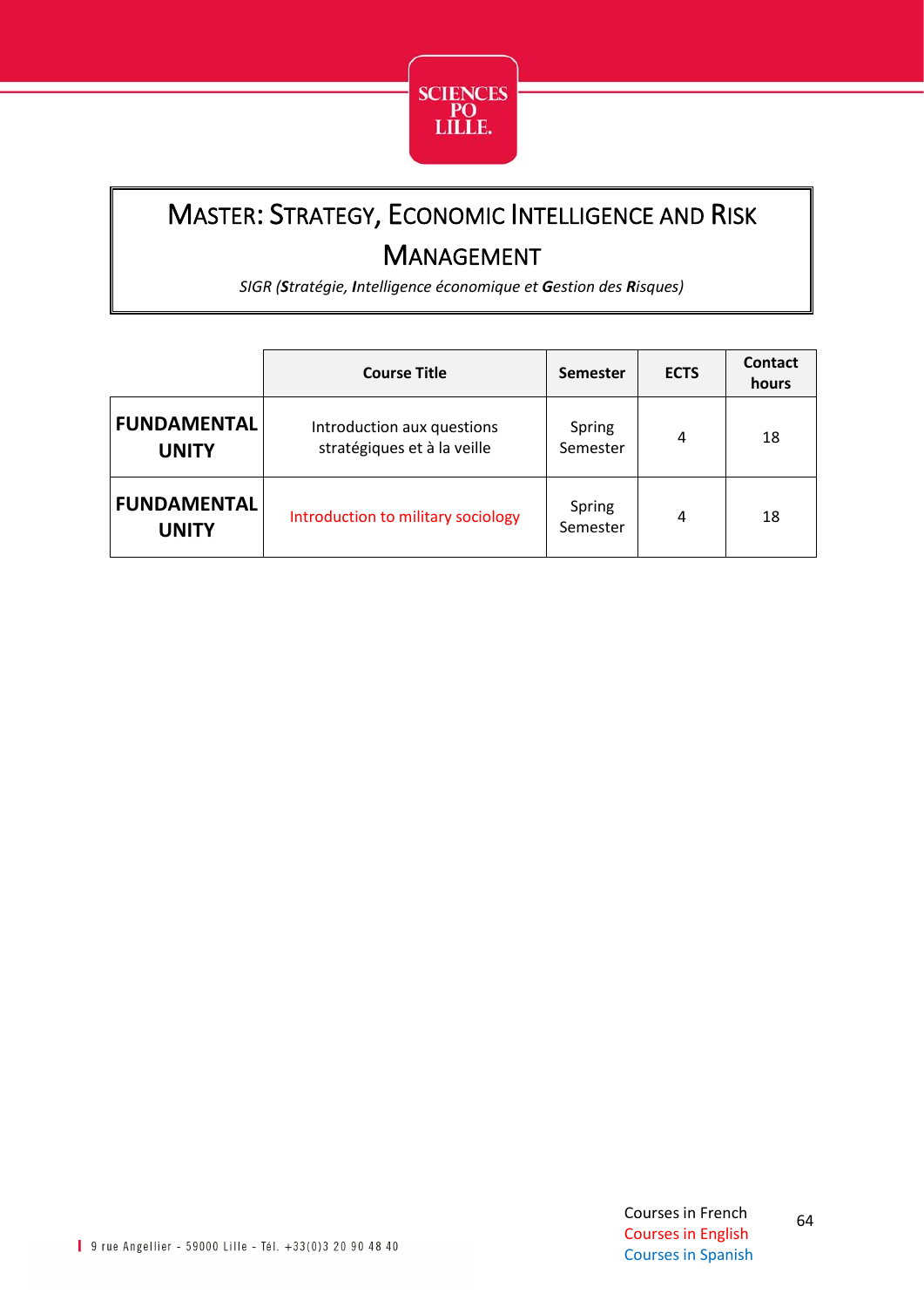# Master: Strategy, Economic Intelligence and Risk Management

*SIGR (**S**tratégie, **I**ntelligence économique et **G**estion des **R**isques)*

| | Course Title | Semester | ECTS | Contact hours |
|---|---|---|---|---|
| **FUNDAMENTAL UNITY** | Introduction aux questions stratégiques et à la veille | Spring Semester | 4 | 18 |
| **FUNDAMENTAL UNITY** | Introduction to military sociology | Spring Semester | 4 | 18 |

Courses in French
Courses in English
Courses in Spanish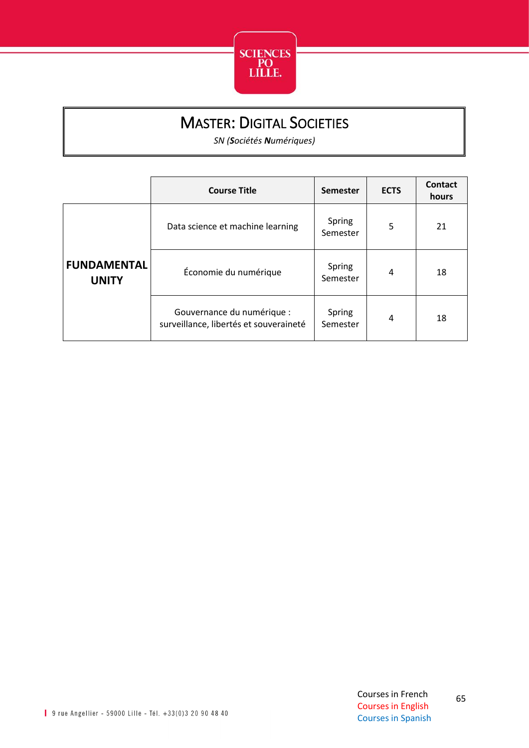# MASTER: DIGITAL SOCIETIES

*SN (**S**ociétés **N**umériques)*

| | Course Title | Semester | ECTS | Contact hours |
|---|---|---|---|---|
| **FUNDAMENTAL UNITY** | Data science et machine learning | Spring Semester | 5 | 21 |
| | Économie du numérique | Spring Semester | 4 | 18 |
| | Gouvernance du numérique : surveillance, libertés et souveraineté | Spring Semester | 4 | 18 |

Courses in French
Courses in English
Courses in Spanish

9 rue Angellier - 59000 Lille - Tél. +33(0)3 20 90 48 40